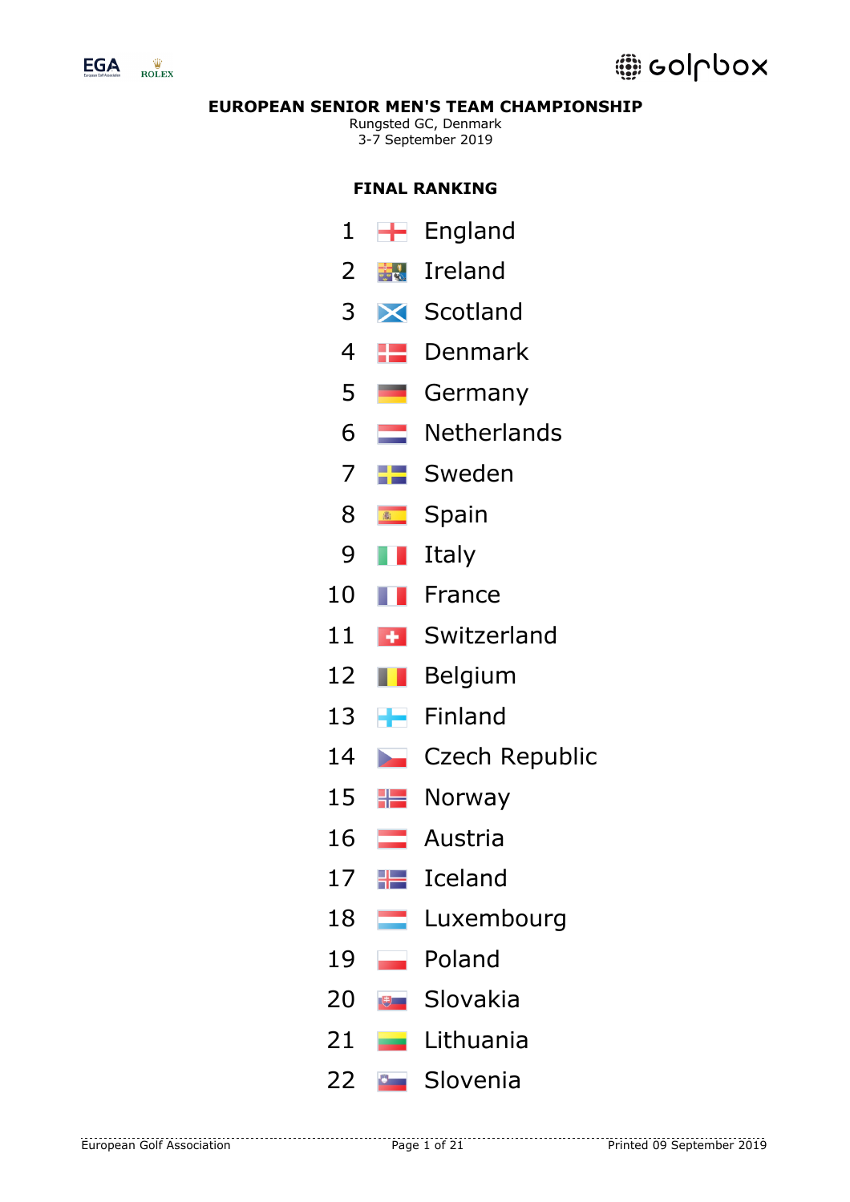# EUROPEAN SENIOR MEN'S TEAM CHAMPIONSHIP

Rungsted GC, Denmark
3-7 September 2019

## FINAL RANKING

| Rank | Country |
|---|---|
| 1 | England |
| 2 | Ireland |
| 3 | Scotland |
| 4 | Denmark |
| 5 | Germany |
| 6 | Netherlands |
| 7 | Sweden |
| 8 | Spain |
| 9 | Italy |
| 10 | France |
| 11 | Switzerland |
| 12 | Belgium |
| 13 | Finland |
| 14 | Czech Republic |
| 15 | Norway |
| 16 | Austria |
| 17 | Iceland |
| 18 | Luxembourg |
| 19 | Poland |
| 20 | Slovakia |
| 21 | Lithuania |
| 22 | Slovenia |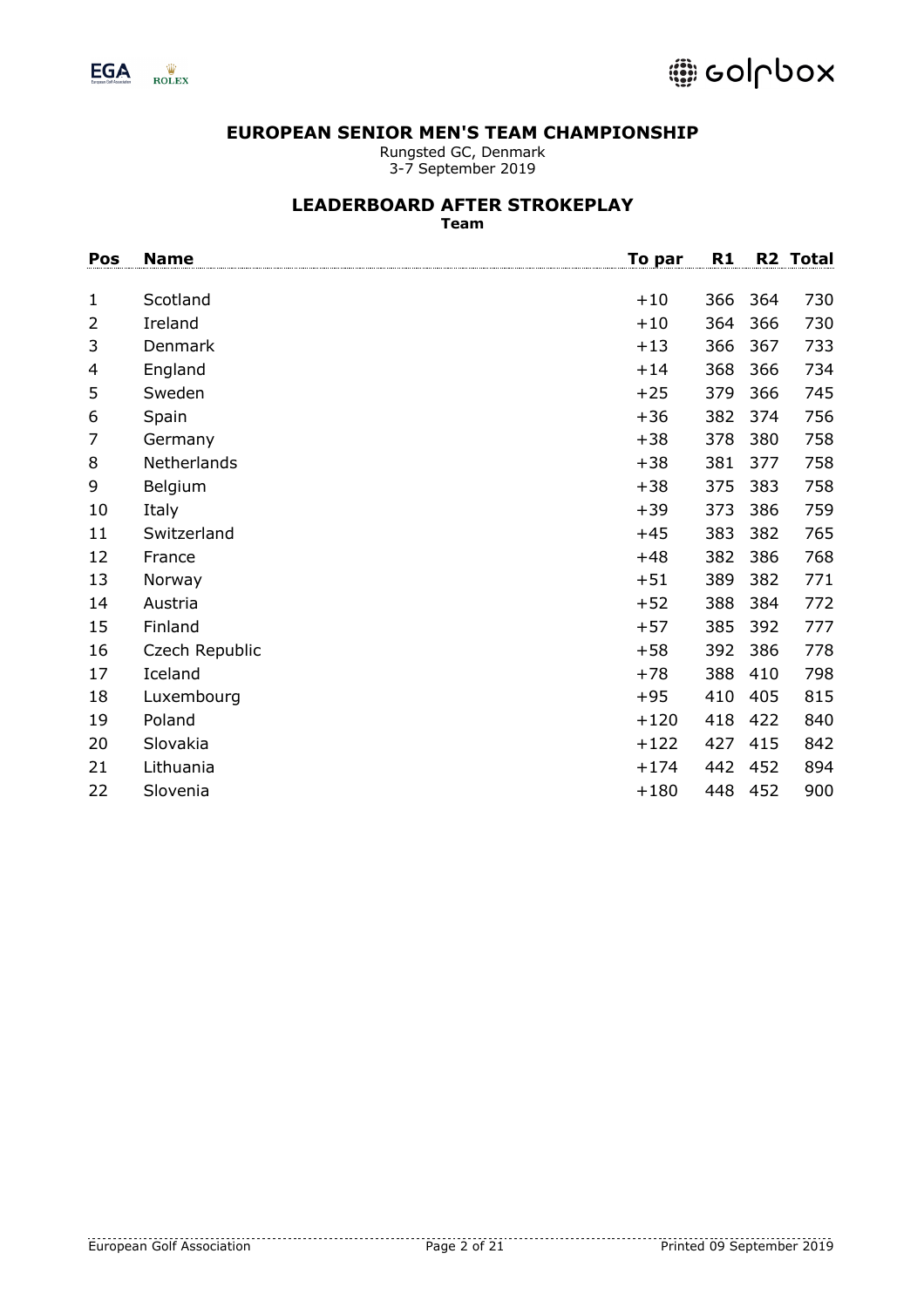# EUROPEAN SENIOR MEN'S TEAM CHAMPIONSHIP

Rungsted GC, Denmark
3-7 September 2019

## LEADERBOARD AFTER STROKEPLAY

**Team**

| Pos | Name | To par | R1 | R2 | Total |
|---|---|---|---|---|---|
| 1 | Scotland | +10 | 366 | 364 | 730 |
| 2 | Ireland | +10 | 364 | 366 | 730 |
| 3 | Denmark | +13 | 366 | 367 | 733 |
| 4 | England | +14 | 368 | 366 | 734 |
| 5 | Sweden | +25 | 379 | 366 | 745 |
| 6 | Spain | +36 | 382 | 374 | 756 |
| 7 | Germany | +38 | 378 | 380 | 758 |
| 8 | Netherlands | +38 | 381 | 377 | 758 |
| 9 | Belgium | +38 | 375 | 383 | 758 |
| 10 | Italy | +39 | 373 | 386 | 759 |
| 11 | Switzerland | +45 | 383 | 382 | 765 |
| 12 | France | +48 | 382 | 386 | 768 |
| 13 | Norway | +51 | 389 | 382 | 771 |
| 14 | Austria | +52 | 388 | 384 | 772 |
| 15 | Finland | +57 | 385 | 392 | 777 |
| 16 | Czech Republic | +58 | 392 | 386 | 778 |
| 17 | Iceland | +78 | 388 | 410 | 798 |
| 18 | Luxembourg | +95 | 410 | 405 | 815 |
| 19 | Poland | +120 | 418 | 422 | 840 |
| 20 | Slovakia | +122 | 427 | 415 | 842 |
| 21 | Lithuania | +174 | 442 | 452 | 894 |
| 22 | Slovenia | +180 | 448 | 452 | 900 |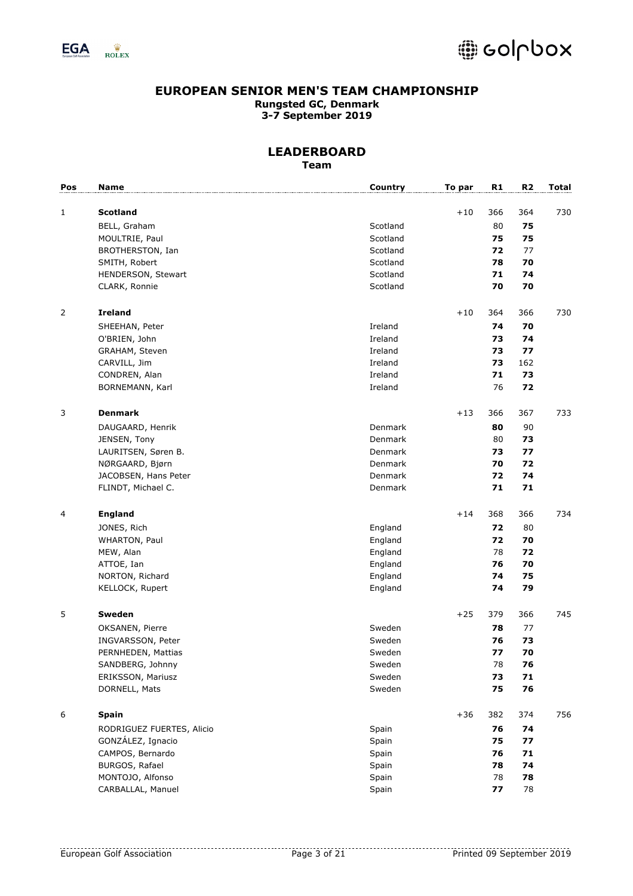# EUROPEAN SENIOR MEN'S TEAM CHAMPIONSHIP

**Rungsted GC, Denmark**
**3-7 September 2019**

## LEADERBOARD

**Team**

| Pos | Name | Country | To par | R1 | R2 | Total |
|---|---|---|---|---|---|---|
| 1 | **Scotland** | | +10 | 366 | 364 | 730 |
| | BELL, Graham | Scotland | | 80 | **75** | |
| | MOULTRIE, Paul | Scotland | | **75** | **75** | |
| | BROTHERSTON, Ian | Scotland | | **72** | 77 | |
| | SMITH, Robert | Scotland | | **78** | **70** | |
| | HENDERSON, Stewart | Scotland | | **71** | **74** | |
| | CLARK, Ronnie | Scotland | | **70** | **70** | |
| 2 | **Ireland** | | +10 | 364 | 366 | 730 |
| | SHEEHAN, Peter | Ireland | | **74** | **70** | |
| | O'BRIEN, John | Ireland | | **73** | **74** | |
| | GRAHAM, Steven | Ireland | | **73** | **77** | |
| | CARVILL, Jim | Ireland | | **73** | 162 | |
| | CONDREN, Alan | Ireland | | **71** | **73** | |
| | BORNEMANN, Karl | Ireland | | 76 | **72** | |
| 3 | **Denmark** | | +13 | 366 | 367 | 733 |
| | DAUGAARD, Henrik | Denmark | | **80** | 90 | |
| | JENSEN, Tony | Denmark | | 80 | **73** | |
| | LAURITSEN, Søren B. | Denmark | | **73** | **77** | |
| | NØRGAARD, Bjørn | Denmark | | **70** | **72** | |
| | JACOBSEN, Hans Peter | Denmark | | **72** | **74** | |
| | FLINDT, Michael C. | Denmark | | **71** | **71** | |
| 4 | **England** | | +14 | 368 | 366 | 734 |
| | JONES, Rich | England | | **72** | 80 | |
| | WHARTON, Paul | England | | **72** | **70** | |
| | MEW, Alan | England | | 78 | **72** | |
| | ATTOE, Ian | England | | **76** | **70** | |
| | NORTON, Richard | England | | **74** | **75** | |
| | KELLOCK, Rupert | England | | **74** | **79** | |
| 5 | **Sweden** | | +25 | 379 | 366 | 745 |
| | OKSANEN, Pierre | Sweden | | **78** | 77 | |
| | INGVARSSON, Peter | Sweden | | **76** | **73** | |
| | PERNHEDEN, Mattias | Sweden | | **77** | **70** | |
| | SANDBERG, Johnny | Sweden | | 78 | **76** | |
| | ERIKSSON, Mariusz | Sweden | | **73** | **71** | |
| | DORNELL, Mats | Sweden | | **75** | **76** | |
| 6 | **Spain** | | +36 | 382 | 374 | 756 |
| | RODRIGUEZ FUERTES, Alicio | Spain | | **76** | **74** | |
| | GONZÁLEZ, Ignacio | Spain | | **75** | **77** | |
| | CAMPOS, Bernardo | Spain | | **76** | **71** | |
| | BURGOS, Rafael | Spain | | **78** | **74** | |
| | MONTOJO, Alfonso | Spain | | 78 | **78** | |
| | CARBALLAL, Manuel | Spain | | **77** | 78 | |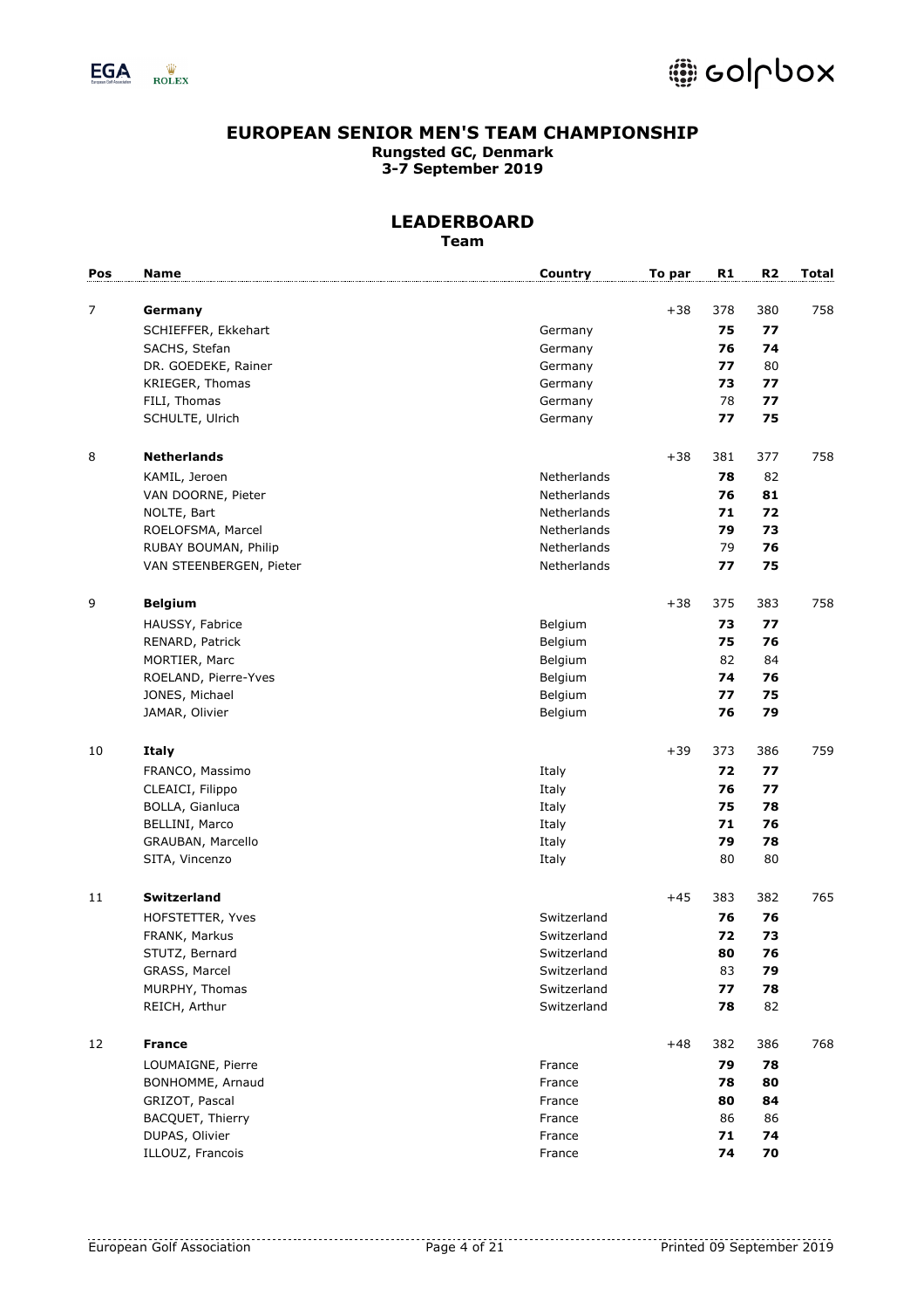# EUROPEAN SENIOR MEN'S TEAM CHAMPIONSHIP

**Rungsted GC, Denmark**
**3-7 September 2019**

## LEADERBOARD

**Team**

| Pos | Name | Country | To par | R1 | R2 | Total |
|---|---|---|---|---|---|---|
| 7 | **Germany** | | +38 | 378 | 380 | 758 |
| | SCHIEFFER, Ekkehart | Germany | | **75** | **77** | |
| | SACHS, Stefan | Germany | | **76** | **74** | |
| | DR. GOEDEKE, Rainer | Germany | | **77** | 80 | |
| | KRIEGER, Thomas | Germany | | **73** | **77** | |
| | FILI, Thomas | Germany | | 78 | **77** | |
| | SCHULTE, Ulrich | Germany | | **77** | **75** | |
| 8 | **Netherlands** | | +38 | 381 | 377 | 758 |
| | KAMIL, Jeroen | Netherlands | | **78** | 82 | |
| | VAN DOORNE, Pieter | Netherlands | | **76** | **81** | |
| | NOLTE, Bart | Netherlands | | **71** | **72** | |
| | ROELOFSMA, Marcel | Netherlands | | **79** | **73** | |
| | RUBAY BOUMAN, Philip | Netherlands | | 79 | **76** | |
| | VAN STEENBERGEN, Pieter | Netherlands | | **77** | **75** | |
| 9 | **Belgium** | | +38 | 375 | 383 | 758 |
| | HAUSSY, Fabrice | Belgium | | **73** | **77** | |
| | RENARD, Patrick | Belgium | | **75** | **76** | |
| | MORTIER, Marc | Belgium | | 82 | 84 | |
| | ROELAND, Pierre-Yves | Belgium | | **74** | **76** | |
| | JONES, Michael | Belgium | | **77** | **75** | |
| | JAMAR, Olivier | Belgium | | **76** | **79** | |
| 10 | **Italy** | | +39 | 373 | 386 | 759 |
| | FRANCO, Massimo | Italy | | **72** | **77** | |
| | CLEAICI, Filippo | Italy | | **76** | **77** | |
| | BOLLA, Gianluca | Italy | | **75** | **78** | |
| | BELLINI, Marco | Italy | | **71** | **76** | |
| | GRAUBAN, Marcello | Italy | | **79** | **78** | |
| | SITA, Vincenzo | Italy | | 80 | 80 | |
| 11 | **Switzerland** | | +45 | 383 | 382 | 765 |
| | HOFSTETTER, Yves | Switzerland | | **76** | **76** | |
| | FRANK, Markus | Switzerland | | **72** | **73** | |
| | STUTZ, Bernard | Switzerland | | **80** | **76** | |
| | GRASS, Marcel | Switzerland | | 83 | **79** | |
| | MURPHY, Thomas | Switzerland | | **77** | **78** | |
| | REICH, Arthur | Switzerland | | **78** | 82 | |
| 12 | **France** | | +48 | 382 | 386 | 768 |
| | LOUMAIGNE, Pierre | France | | **79** | **78** | |
| | BONHOMME, Arnaud | France | | **78** | **80** | |
| | GRIZOT, Pascal | France | | **80** | **84** | |
| | BACQUET, Thierry | France | | 86 | 86 | |
| | DUPAS, Olivier | France | | **71** | **74** | |
| | ILLOUZ, Francois | France | | **74** | **70** | |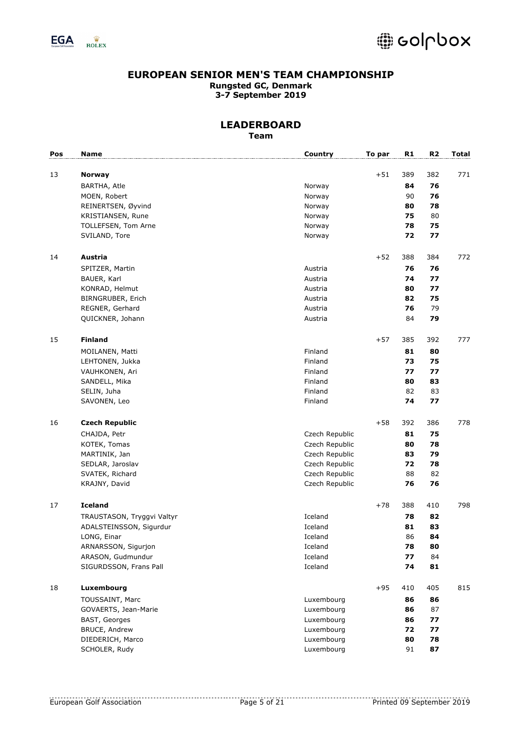# EUROPEAN SENIOR MEN'S TEAM CHAMPIONSHIP

**Rungsted GC, Denmark**
**3-7 September 2019**

## LEADERBOARD

**Team**

| Pos | Name | Country | To par | R1 | R2 | Total |
|---|---|---|---|---|---|---|
| 13 | **Norway** | | +51 | 389 | 382 | 771 |
| | BARTHA, Atle | Norway | | **84** | **76** | |
| | MOEN, Robert | Norway | | 90 | **76** | |
| | REINERTSEN, Øyvind | Norway | | **80** | **78** | |
| | KRISTIANSEN, Rune | Norway | | **75** | 80 | |
| | TOLLEFSEN, Tom Arne | Norway | | **78** | **75** | |
| | SVILAND, Tore | Norway | | **72** | **77** | |
| 14 | **Austria** | | +52 | 388 | 384 | 772 |
| | SPITZER, Martin | Austria | | **76** | **76** | |
| | BAUER, Karl | Austria | | **74** | **77** | |
| | KONRAD, Helmut | Austria | | **80** | **77** | |
| | BIRNGRUBER, Erich | Austria | | **82** | **75** | |
| | REGNER, Gerhard | Austria | | **76** | 79 | |
| | QUICKNER, Johann | Austria | | 84 | **79** | |
| 15 | **Finland** | | +57 | 385 | 392 | 777 |
| | MOILANEN, Matti | Finland | | **81** | **80** | |
| | LEHTONEN, Jukka | Finland | | **73** | **75** | |
| | VAUHKONEN, Ari | Finland | | **77** | **77** | |
| | SANDELL, Mika | Finland | | **80** | **83** | |
| | SELIN, Juha | Finland | | 82 | 83 | |
| | SAVONEN, Leo | Finland | | **74** | **77** | |
| 16 | **Czech Republic** | | +58 | 392 | 386 | 778 |
| | CHAJDA, Petr | Czech Republic | | **81** | **75** | |
| | KOTEK, Tomas | Czech Republic | | **80** | **78** | |
| | MARTINIK, Jan | Czech Republic | | **83** | **79** | |
| | SEDLAR, Jaroslav | Czech Republic | | **72** | **78** | |
| | SVATEK, Richard | Czech Republic | | 88 | 82 | |
| | KRAJNY, David | Czech Republic | | **76** | **76** | |
| 17 | **Iceland** | | +78 | 388 | 410 | 798 |
| | TRAUSTASON, Tryggvi Valtyr | Iceland | | **78** | **82** | |
| | ADALSTEINSSON, Sigurdur | Iceland | | **81** | **83** | |
| | LONG, Einar | Iceland | | 86 | **84** | |
| | ARNARSSON, Sigurjon | Iceland | | **78** | **80** | |
| | ARASON, Gudmundur | Iceland | | **77** | 84 | |
| | SIGURDSSON, Frans Pall | Iceland | | **74** | **81** | |
| 18 | **Luxembourg** | | +95 | 410 | 405 | 815 |
| | TOUSSAINT, Marc | Luxembourg | | **86** | **86** | |
| | GOVAERTS, Jean-Marie | Luxembourg | | **86** | 87 | |
| | BAST, Georges | Luxembourg | | **86** | **77** | |
| | BRUCE, Andrew | Luxembourg | | **72** | **77** | |
| | DIEDERICH, Marco | Luxembourg | | **80** | **78** | |
| | SCHOLER, Rudy | Luxembourg | | 91 | **87** | |

European Golf Association — Printed 09 September 2019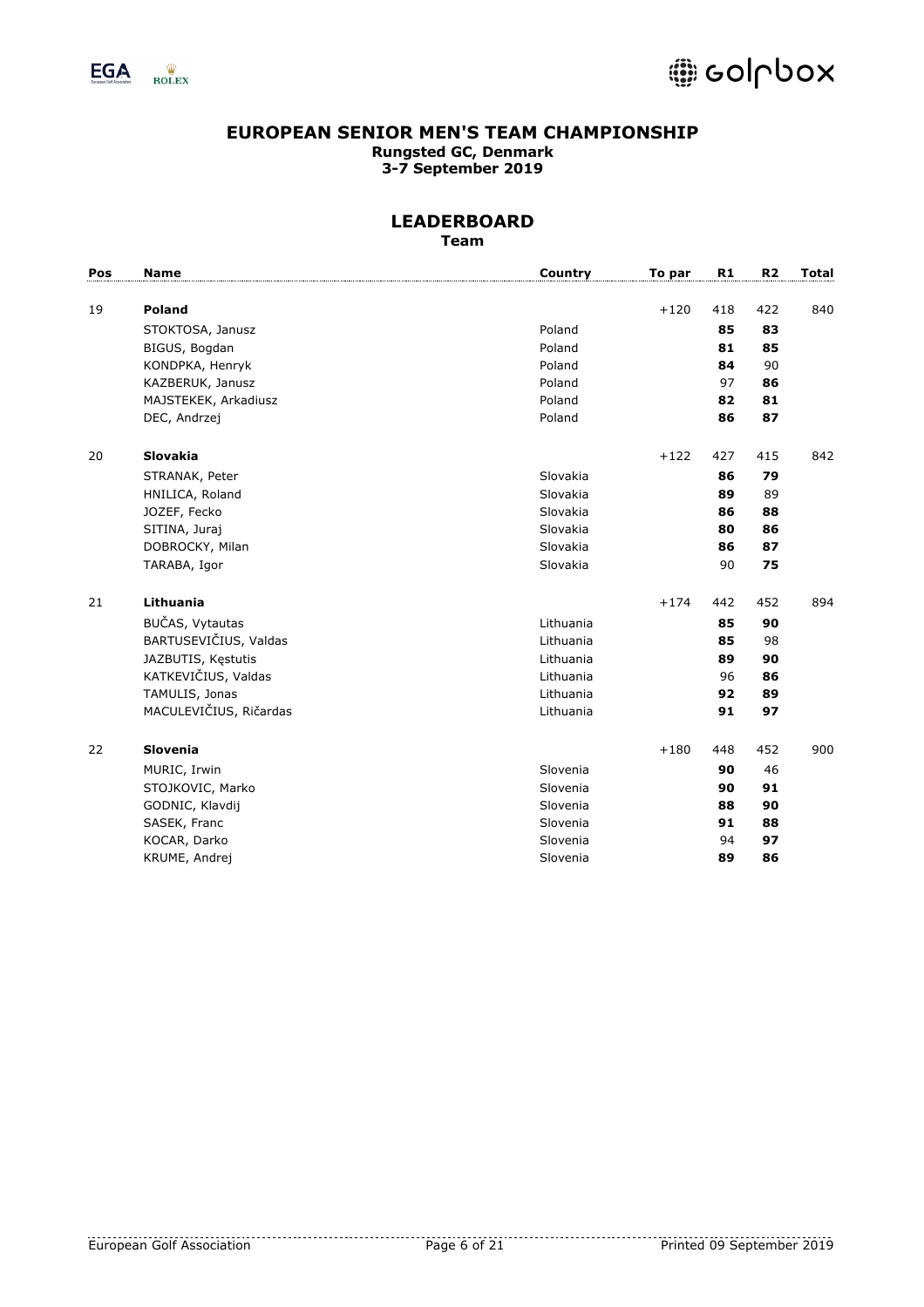# EUROPEAN SENIOR MEN'S TEAM CHAMPIONSHIP

**Rungsted GC, Denmark**
**3-7 September 2019**

## LEADERBOARD

**Team**

| Pos | Name | Country | To par | R1 | R2 | Total |
|---|---|---|---|---|---|---|
| 19 | **Poland** | | +120 | 418 | 422 | 840 |
| | STOKTOSA, Janusz | Poland | | **85** | **83** | |
| | BIGUS, Bogdan | Poland | | **81** | **85** | |
| | KONDPKA, Henryk | Poland | | **84** | 90 | |
| | KAZBERUK, Janusz | Poland | | 97 | **86** | |
| | MAJSTEKEK, Arkadiusz | Poland | | **82** | **81** | |
| | DEC, Andrzej | Poland | | **86** | **87** | |
| 20 | **Slovakia** | | +122 | 427 | 415 | 842 |
| | STRANAK, Peter | Slovakia | | **86** | **79** | |
| | HNILICA, Roland | Slovakia | | **89** | 89 | |
| | JOZEF, Fecko | Slovakia | | **86** | **88** | |
| | SITINA, Juraj | Slovakia | | **80** | **86** | |
| | DOBROCKY, Milan | Slovakia | | **86** | **87** | |
| | TARABA, Igor | Slovakia | | 90 | **75** | |
| 21 | **Lithuania** | | +174 | 442 | 452 | 894 |
| | BUČAS, Vytautas | Lithuania | | **85** | **90** | |
| | BARTUSEVIČIUS, Valdas | Lithuania | | **85** | 98 | |
| | JAZBUTIS, Kęstutis | Lithuania | | **89** | **90** | |
| | KATKEVIČIUS, Valdas | Lithuania | | 96 | **86** | |
| | TAMULIS, Jonas | Lithuania | | **92** | **89** | |
| | MACULEVIČIUS, Ričardas | Lithuania | | **91** | **97** | |
| 22 | **Slovenia** | | +180 | 448 | 452 | 900 |
| | MURIC, Irwin | Slovenia | | **90** | 46 | |
| | STOJKOVIC, Marko | Slovenia | | **90** | **91** | |
| | GODNIC, Klavdij | Slovenia | | **88** | **90** | |
| | SASEK, Franc | Slovenia | | **91** | **88** | |
| | KOCAR, Darko | Slovenia | | 94 | **97** | |
| | KRUME, Andrej | Slovenia | | **89** | **86** | |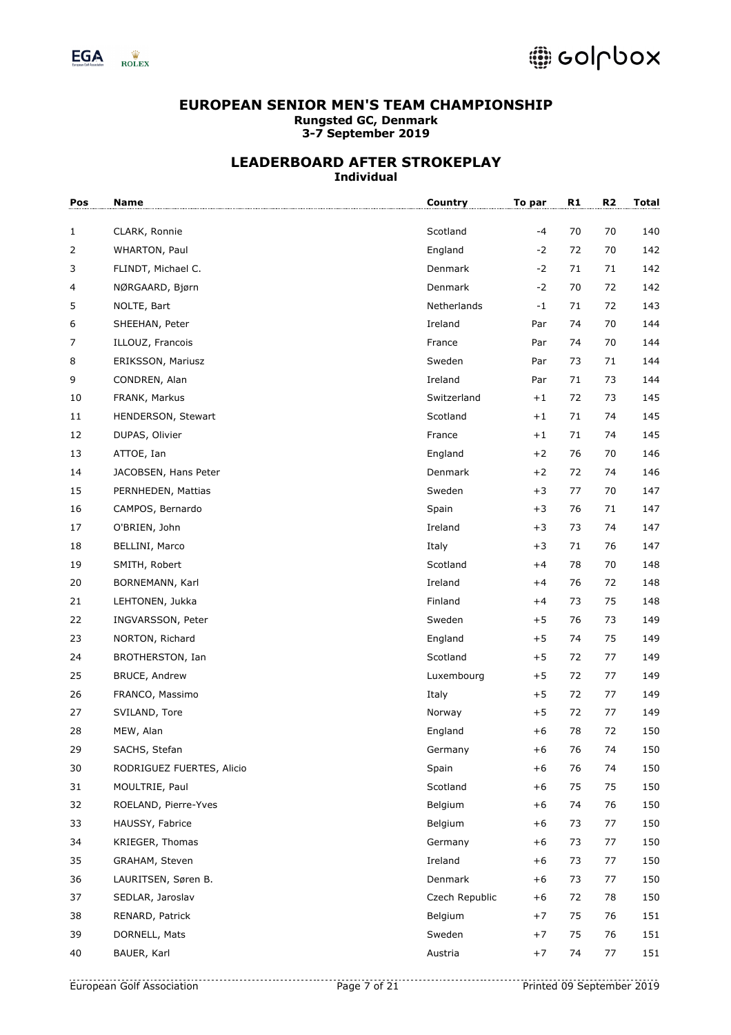# EUROPEAN SENIOR MEN'S TEAM CHAMPIONSHIP

**Rungsted GC, Denmark**
**3-7 September 2019**

## LEADERBOARD AFTER STROKEPLAY

**Individual**

| Pos | Name | Country | To par | R1 | R2 | Total |
|---|---|---|---|---|---|---|
| 1 | CLARK, Ronnie | Scotland | -4 | 70 | 70 | 140 |
| 2 | WHARTON, Paul | England | -2 | 72 | 70 | 142 |
| 3 | FLINDT, Michael C. | Denmark | -2 | 71 | 71 | 142 |
| 4 | NØRGAARD, Bjørn | Denmark | -2 | 70 | 72 | 142 |
| 5 | NOLTE, Bart | Netherlands | -1 | 71 | 72 | 143 |
| 6 | SHEEHAN, Peter | Ireland | Par | 74 | 70 | 144 |
| 7 | ILLOUZ, Francois | France | Par | 74 | 70 | 144 |
| 8 | ERIKSSON, Mariusz | Sweden | Par | 73 | 71 | 144 |
| 9 | CONDREN, Alan | Ireland | Par | 71 | 73 | 144 |
| 10 | FRANK, Markus | Switzerland | +1 | 72 | 73 | 145 |
| 11 | HENDERSON, Stewart | Scotland | +1 | 71 | 74 | 145 |
| 12 | DUPAS, Olivier | France | +1 | 71 | 74 | 145 |
| 13 | ATTOE, Ian | England | +2 | 76 | 70 | 146 |
| 14 | JACOBSEN, Hans Peter | Denmark | +2 | 72 | 74 | 146 |
| 15 | PERNHEDEN, Mattias | Sweden | +3 | 77 | 70 | 147 |
| 16 | CAMPOS, Bernardo | Spain | +3 | 76 | 71 | 147 |
| 17 | O'BRIEN, John | Ireland | +3 | 73 | 74 | 147 |
| 18 | BELLINI, Marco | Italy | +3 | 71 | 76 | 147 |
| 19 | SMITH, Robert | Scotland | +4 | 78 | 70 | 148 |
| 20 | BORNEMANN, Karl | Ireland | +4 | 76 | 72 | 148 |
| 21 | LEHTONEN, Jukka | Finland | +4 | 73 | 75 | 148 |
| 22 | INGVARSSON, Peter | Sweden | +5 | 76 | 73 | 149 |
| 23 | NORTON, Richard | England | +5 | 74 | 75 | 149 |
| 24 | BROTHERSTON, Ian | Scotland | +5 | 72 | 77 | 149 |
| 25 | BRUCE, Andrew | Luxembourg | +5 | 72 | 77 | 149 |
| 26 | FRANCO, Massimo | Italy | +5 | 72 | 77 | 149 |
| 27 | SVILAND, Tore | Norway | +5 | 72 | 77 | 149 |
| 28 | MEW, Alan | England | +6 | 78 | 72 | 150 |
| 29 | SACHS, Stefan | Germany | +6 | 76 | 74 | 150 |
| 30 | RODRIGUEZ FUERTES, Alicio | Spain | +6 | 76 | 74 | 150 |
| 31 | MOULTRIE, Paul | Scotland | +6 | 75 | 75 | 150 |
| 32 | ROELAND, Pierre-Yves | Belgium | +6 | 74 | 76 | 150 |
| 33 | HAUSSY, Fabrice | Belgium | +6 | 73 | 77 | 150 |
| 34 | KRIEGER, Thomas | Germany | +6 | 73 | 77 | 150 |
| 35 | GRAHAM, Steven | Ireland | +6 | 73 | 77 | 150 |
| 36 | LAURITSEN, Søren B. | Denmark | +6 | 73 | 77 | 150 |
| 37 | SEDLAR, Jaroslav | Czech Republic | +6 | 72 | 78 | 150 |
| 38 | RENARD, Patrick | Belgium | +7 | 75 | 76 | 151 |
| 39 | DORNELL, Mats | Sweden | +7 | 75 | 76 | 151 |
| 40 | BAUER, Karl | Austria | +7 | 74 | 77 | 151 |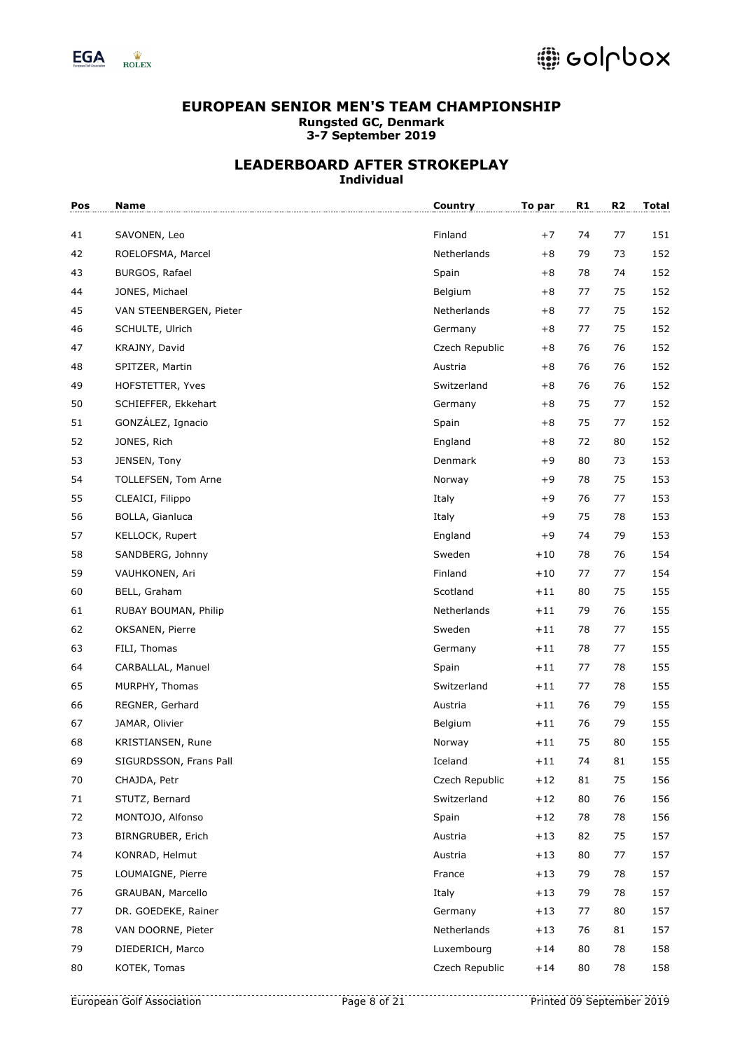# EUROPEAN SENIOR MEN'S TEAM CHAMPIONSHIP

**Rungsted GC, Denmark**

**3-7 September 2019**

## LEADERBOARD AFTER STROKEPLAY

**Individual**

| Pos | Name | Country | To par | R1 | R2 | Total |
|---|---|---|---|---|---|---|
| 41 | SAVONEN, Leo | Finland | +7 | 74 | 77 | 151 |
| 42 | ROELOFSMA, Marcel | Netherlands | +8 | 79 | 73 | 152 |
| 43 | BURGOS, Rafael | Spain | +8 | 78 | 74 | 152 |
| 44 | JONES, Michael | Belgium | +8 | 77 | 75 | 152 |
| 45 | VAN STEENBERGEN, Pieter | Netherlands | +8 | 77 | 75 | 152 |
| 46 | SCHULTE, Ulrich | Germany | +8 | 77 | 75 | 152 |
| 47 | KRAJNY, David | Czech Republic | +8 | 76 | 76 | 152 |
| 48 | SPITZER, Martin | Austria | +8 | 76 | 76 | 152 |
| 49 | HOFSTETTER, Yves | Switzerland | +8 | 76 | 76 | 152 |
| 50 | SCHIEFFER, Ekkehart | Germany | +8 | 75 | 77 | 152 |
| 51 | GONZÁLEZ, Ignacio | Spain | +8 | 75 | 77 | 152 |
| 52 | JONES, Rich | England | +8 | 72 | 80 | 152 |
| 53 | JENSEN, Tony | Denmark | +9 | 80 | 73 | 153 |
| 54 | TOLLEFSEN, Tom Arne | Norway | +9 | 78 | 75 | 153 |
| 55 | CLEAICI, Filippo | Italy | +9 | 76 | 77 | 153 |
| 56 | BOLLA, Gianluca | Italy | +9 | 75 | 78 | 153 |
| 57 | KELLOCK, Rupert | England | +9 | 74 | 79 | 153 |
| 58 | SANDBERG, Johnny | Sweden | +10 | 78 | 76 | 154 |
| 59 | VAUHKONEN, Ari | Finland | +10 | 77 | 77 | 154 |
| 60 | BELL, Graham | Scotland | +11 | 80 | 75 | 155 |
| 61 | RUBAY BOUMAN, Philip | Netherlands | +11 | 79 | 76 | 155 |
| 62 | OKSANEN, Pierre | Sweden | +11 | 78 | 77 | 155 |
| 63 | FILI, Thomas | Germany | +11 | 78 | 77 | 155 |
| 64 | CARBALLAL, Manuel | Spain | +11 | 77 | 78 | 155 |
| 65 | MURPHY, Thomas | Switzerland | +11 | 77 | 78 | 155 |
| 66 | REGNER, Gerhard | Austria | +11 | 76 | 79 | 155 |
| 67 | JAMAR, Olivier | Belgium | +11 | 76 | 79 | 155 |
| 68 | KRISTIANSEN, Rune | Norway | +11 | 75 | 80 | 155 |
| 69 | SIGURDSSON, Frans Pall | Iceland | +11 | 74 | 81 | 155 |
| 70 | CHAJDA, Petr | Czech Republic | +12 | 81 | 75 | 156 |
| 71 | STUTZ, Bernard | Switzerland | +12 | 80 | 76 | 156 |
| 72 | MONTOJO, Alfonso | Spain | +12 | 78 | 78 | 156 |
| 73 | BIRNGRUBER, Erich | Austria | +13 | 82 | 75 | 157 |
| 74 | KONRAD, Helmut | Austria | +13 | 80 | 77 | 157 |
| 75 | LOUMAIGNE, Pierre | France | +13 | 79 | 78 | 157 |
| 76 | GRAUBAN, Marcello | Italy | +13 | 79 | 78 | 157 |
| 77 | DR. GOEDEKE, Rainer | Germany | +13 | 77 | 80 | 157 |
| 78 | VAN DOORNE, Pieter | Netherlands | +13 | 76 | 81 | 157 |
| 79 | DIEDERICH, Marco | Luxembourg | +14 | 80 | 78 | 158 |
| 80 | KOTEK, Tomas | Czech Republic | +14 | 80 | 78 | 158 |

European Golf Association — Printed 09 September 2019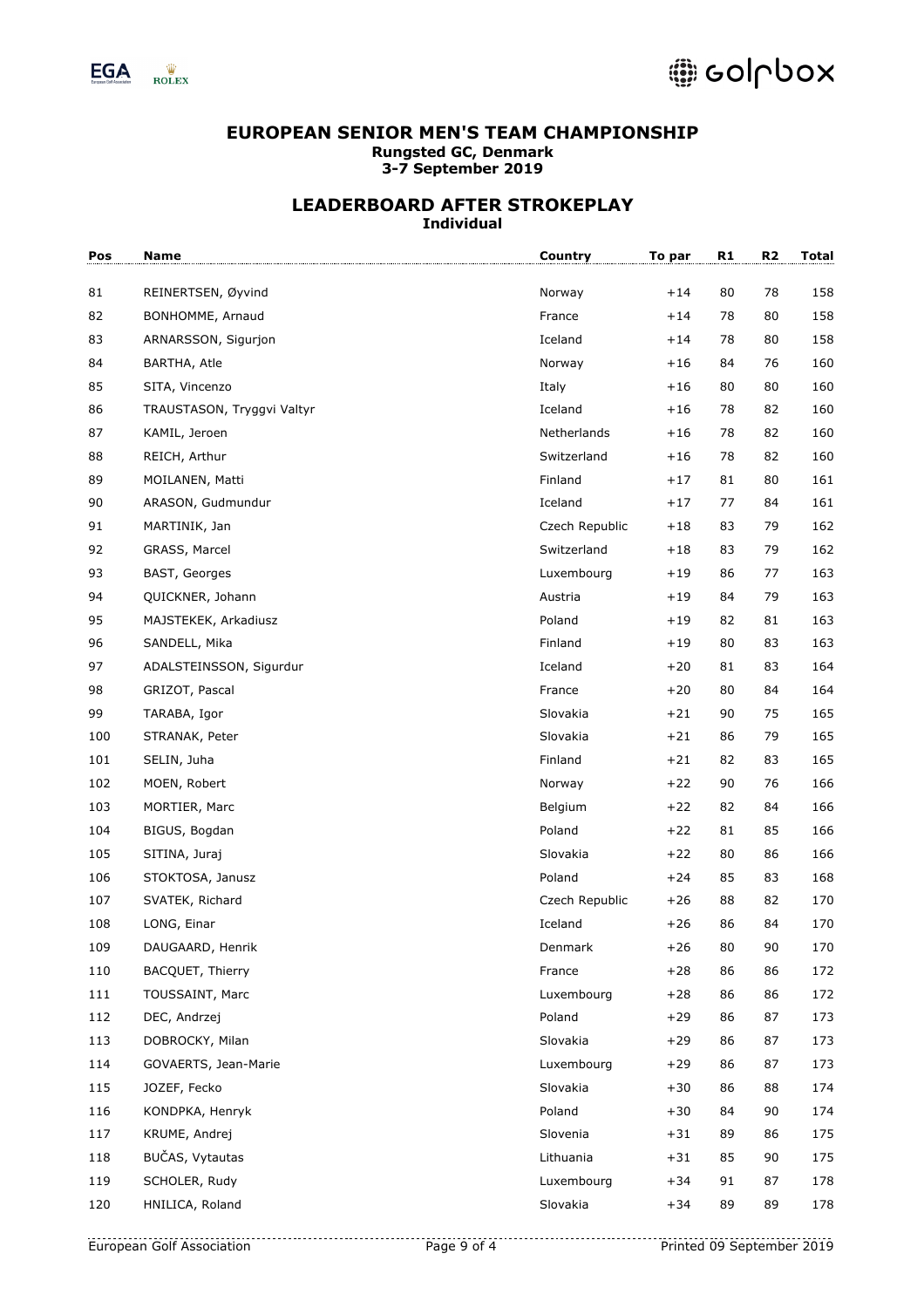## EUROPEAN SENIOR MEN'S TEAM CHAMPIONSHIP

**Rungsted GC, Denmark**
**3-7 September 2019**

## LEADERBOARD AFTER STROKEPLAY

**Individual**

| Pos | Name | Country | To par | R1 | R2 | Total |
|---|---|---|---|---|---|---|
| 81 | REINERTSEN, Øyvind | Norway | +14 | 80 | 78 | 158 |
| 82 | BONHOMME, Arnaud | France | +14 | 78 | 80 | 158 |
| 83 | ARNARSSON, Sigurjon | Iceland | +14 | 78 | 80 | 158 |
| 84 | BARTHA, Atle | Norway | +16 | 84 | 76 | 160 |
| 85 | SITA, Vincenzo | Italy | +16 | 80 | 80 | 160 |
| 86 | TRAUSTASON, Tryggvi Valtyr | Iceland | +16 | 78 | 82 | 160 |
| 87 | KAMIL, Jeroen | Netherlands | +16 | 78 | 82 | 160 |
| 88 | REICH, Arthur | Switzerland | +16 | 78 | 82 | 160 |
| 89 | MOILANEN, Matti | Finland | +17 | 81 | 80 | 161 |
| 90 | ARASON, Gudmundur | Iceland | +17 | 77 | 84 | 161 |
| 91 | MARTINIK, Jan | Czech Republic | +18 | 83 | 79 | 162 |
| 92 | GRASS, Marcel | Switzerland | +18 | 83 | 79 | 162 |
| 93 | BAST, Georges | Luxembourg | +19 | 86 | 77 | 163 |
| 94 | QUICKNER, Johann | Austria | +19 | 84 | 79 | 163 |
| 95 | MAJSTEKEK, Arkadiusz | Poland | +19 | 82 | 81 | 163 |
| 96 | SANDELL, Mika | Finland | +19 | 80 | 83 | 163 |
| 97 | ADALSTEINSSON, Sigurdur | Iceland | +20 | 81 | 83 | 164 |
| 98 | GRIZOT, Pascal | France | +20 | 80 | 84 | 164 |
| 99 | TARABA, Igor | Slovakia | +21 | 90 | 75 | 165 |
| 100 | STRANAK, Peter | Slovakia | +21 | 86 | 79 | 165 |
| 101 | SELIN, Juha | Finland | +21 | 82 | 83 | 165 |
| 102 | MOEN, Robert | Norway | +22 | 90 | 76 | 166 |
| 103 | MORTIER, Marc | Belgium | +22 | 82 | 84 | 166 |
| 104 | BIGUS, Bogdan | Poland | +22 | 81 | 85 | 166 |
| 105 | SITINA, Juraj | Slovakia | +22 | 80 | 86 | 166 |
| 106 | STOKTOSA, Janusz | Poland | +24 | 85 | 83 | 168 |
| 107 | SVATEK, Richard | Czech Republic | +26 | 88 | 82 | 170 |
| 108 | LONG, Einar | Iceland | +26 | 86 | 84 | 170 |
| 109 | DAUGAARD, Henrik | Denmark | +26 | 80 | 90 | 170 |
| 110 | BACQUET, Thierry | France | +28 | 86 | 86 | 172 |
| 111 | TOUSSAINT, Marc | Luxembourg | +28 | 86 | 86 | 172 |
| 112 | DEC, Andrzej | Poland | +29 | 86 | 87 | 173 |
| 113 | DOBROCKY, Milan | Slovakia | +29 | 86 | 87 | 173 |
| 114 | GOVAERTS, Jean-Marie | Luxembourg | +29 | 86 | 87 | 173 |
| 115 | JOZEF, Fecko | Slovakia | +30 | 86 | 88 | 174 |
| 116 | KONDPKA, Henryk | Poland | +30 | 84 | 90 | 174 |
| 117 | KRUME, Andrej | Slovenia | +31 | 89 | 86 | 175 |
| 118 | BUČAS, Vytautas | Lithuania | +31 | 85 | 90 | 175 |
| 119 | SCHOLER, Rudy | Luxembourg | +34 | 91 | 87 | 178 |
| 120 | HNILICA, Roland | Slovakia | +34 | 89 | 89 | 178 |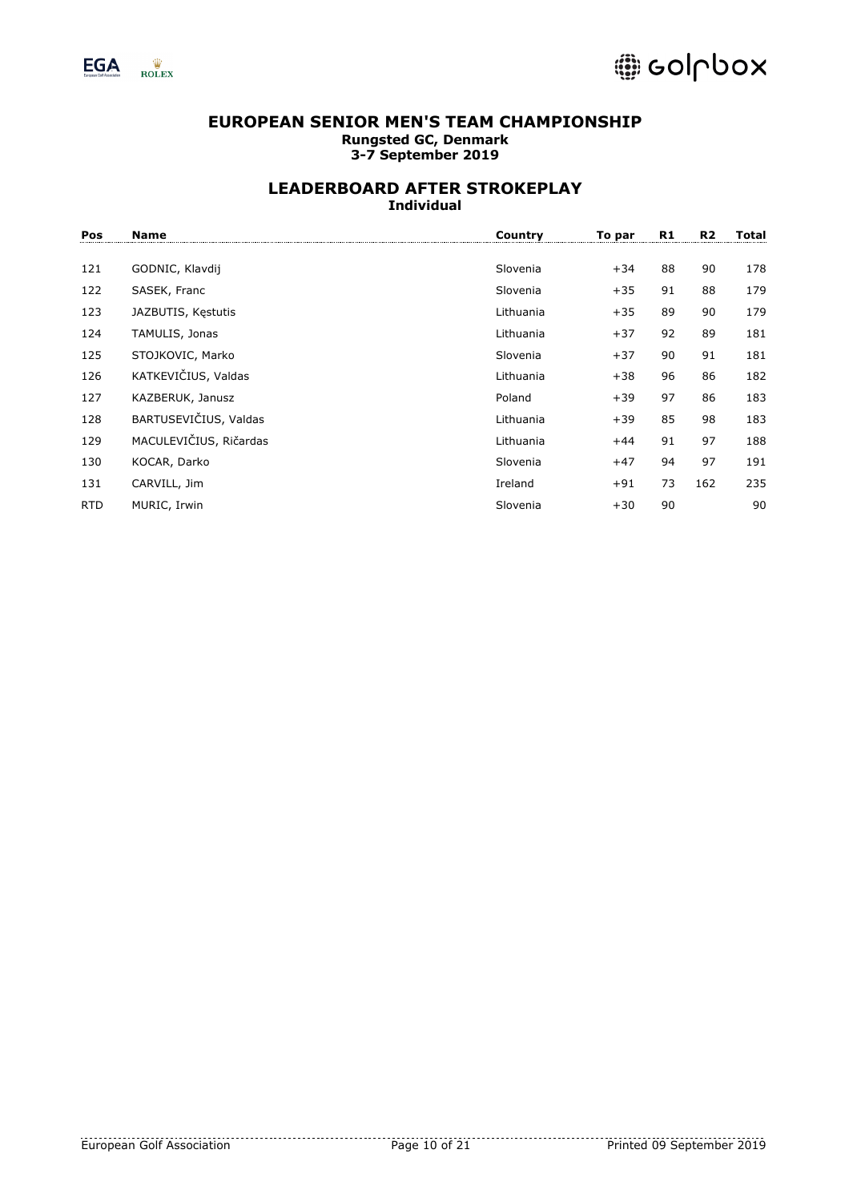**EUROPEAN SENIOR MEN'S TEAM CHAMPIONSHIP**
**Rungsted GC, Denmark**
**3-7 September 2019**

**LEADERBOARD AFTER STROKEPLAY**
**Individual**

| Pos | Name | Country | To par | R1 | R2 | Total |
|---|---|---|---|---|---|---|
| 121 | GODNIC, Klavdij | Slovenia | +34 | 88 | 90 | 178 |
| 122 | SASEK, Franc | Slovenia | +35 | 91 | 88 | 179 |
| 123 | JAZBUTIS, Kęstutis | Lithuania | +35 | 89 | 90 | 179 |
| 124 | TAMULIS, Jonas | Lithuania | +37 | 92 | 89 | 181 |
| 125 | STOJKOVIC, Marko | Slovenia | +37 | 90 | 91 | 181 |
| 126 | KATKEVIČIUS, Valdas | Lithuania | +38 | 96 | 86 | 182 |
| 127 | KAZBERUK, Janusz | Poland | +39 | 97 | 86 | 183 |
| 128 | BARTUSEVIČIUS, Valdas | Lithuania | +39 | 85 | 98 | 183 |
| 129 | MACULEVIČIUS, Ričardas | Lithuania | +44 | 91 | 97 | 188 |
| 130 | KOCAR, Darko | Slovenia | +47 | 94 | 97 | 191 |
| 131 | CARVILL, Jim | Ireland | +91 | 73 | 162 | 235 |
| RTD | MURIC, Irwin | Slovenia | +30 | 90 | | 90 |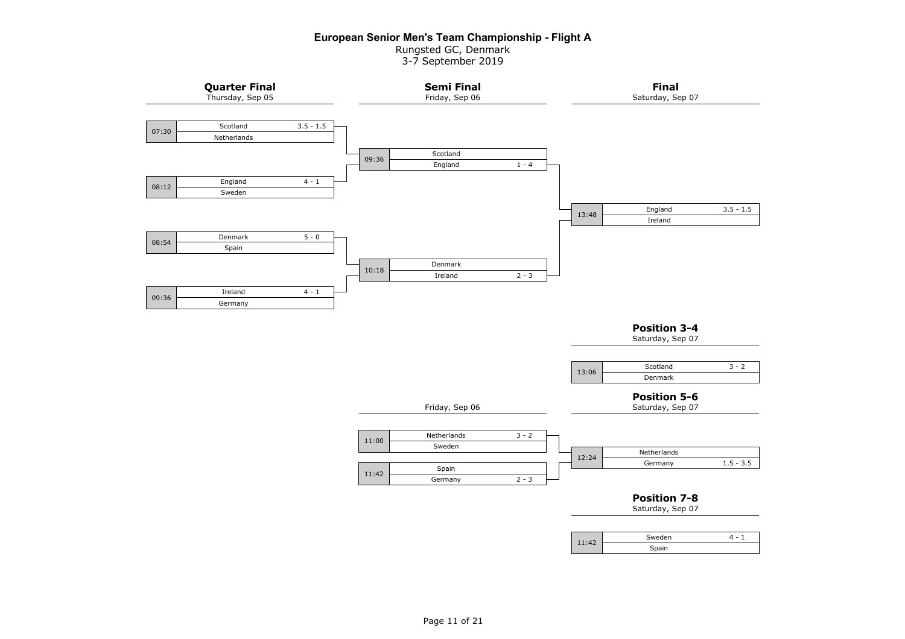# European Senior Men's Team Championship - Flight A

Rungsted GC, Denmark

3-7 September 2019

## Quarter Final

Thursday, Sep 05

| Time | Team | Score |
|---|---|---|
| 07:30 | Scotland | 3.5 - 1.5 |
| | Netherlands | |
| 08:12 | England | 4 - 1 |
| | Sweden | |
| 08:54 | Denmark | 5 - 0 |
| | Spain | |
| 09:36 | Ireland | 4 - 1 |
| | Germany | |

## Semi Final

Friday, Sep 06

| Time | Team | Score |
|---|---|---|
| 09:36 | Scotland | |
| | England | 1 - 4 |
| 10:18 | Denmark | |
| | Ireland | 2 - 3 |

## Final

Saturday, Sep 07

| Time | Team | Score |
|---|---|---|
| 13:48 | England | 3.5 - 1.5 |
| | Ireland | |

## Position 3-4

Saturday, Sep 07

| Time | Team | Score |
|---|---|---|
| 13:06 | Scotland | 3 - 2 |
| | Denmark | |

## Friday, Sep 06

| Time | Team | Score |
|---|---|---|
| 11:00 | Netherlands | 3 - 2 |
| | Sweden | |
| 11:42 | Spain | |
| | Germany | 2 - 3 |

## Position 5-6

Saturday, Sep 07

| Time | Team | Score |
|---|---|---|
| 12:24 | Netherlands | |
| | Germany | 1.5 - 3.5 |

## Position 7-8

Saturday, Sep 07

| Time | Team | Score |
|---|---|---|
| 11:42 | Sweden | 4 - 1 |
| | Spain | |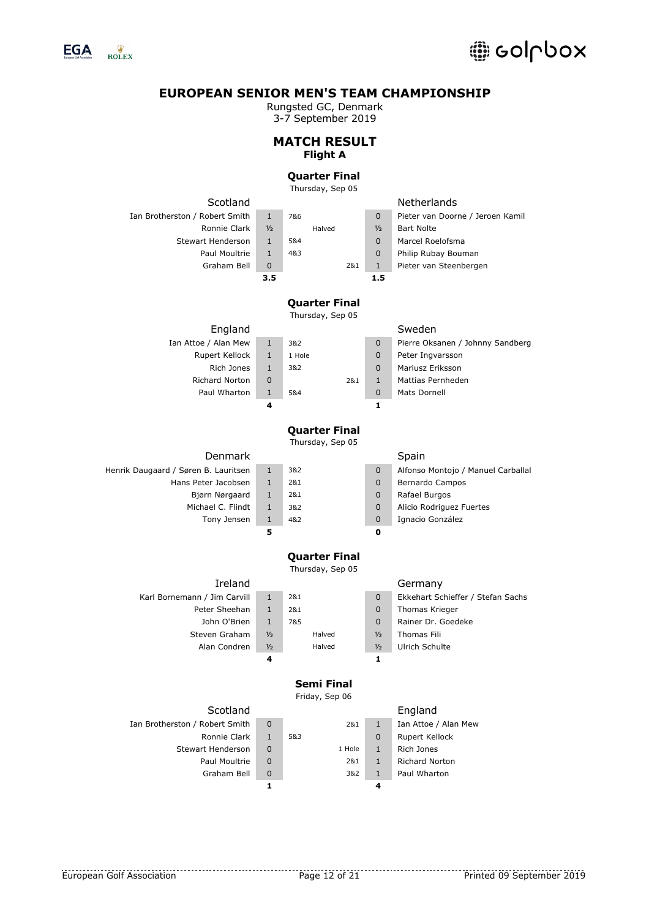# EUROPEAN SENIOR MEN'S TEAM CHAMPIONSHIP

Rungsted GC, Denmark
3-7 September 2019

## MATCH RESULT
**Flight A**

### Quarter Final
Thursday, Sep 05

| Scotland | | | | | Netherlands |
|---|---|---|---|---|---|
| Ian Brotherston / Robert Smith | 1 | 7&6 | | 0 | Pieter van Doorne / Jeroen Kamil |
| Ronnie Clark | ½ | Halved | | ½ | Bart Nolte |
| Stewart Henderson | 1 | 5&4 | | 0 | Marcel Roelofsma |
| Paul Moultrie | 1 | 4&3 | | 0 | Philip Rubay Bouman |
| Graham Bell | 0 | | 2&1 | 1 | Pieter van Steenbergen |
| | **3.5** | | | **1.5** | |

### Quarter Final
Thursday, Sep 05

| England | | | | | Sweden |
|---|---|---|---|---|---|
| Ian Attoe / Alan Mew | 1 | 3&2 | | 0 | Pierre Oksanen / Johnny Sandberg |
| Rupert Kellock | 1 | 1 Hole | | 0 | Peter Ingvarsson |
| Rich Jones | 1 | 3&2 | | 0 | Mariusz Eriksson |
| Richard Norton | 0 | | 2&1 | 1 | Mattias Pernheden |
| Paul Wharton | 1 | 5&4 | | 0 | Mats Dornell |
| | **4** | | | **1** | |

### Quarter Final
Thursday, Sep 05

| Denmark | | | | | Spain |
|---|---|---|---|---|---|
| Henrik Daugaard / Søren B. Lauritsen | 1 | 3&2 | | 0 | Alfonso Montojo / Manuel Carballal |
| Hans Peter Jacobsen | 1 | 2&1 | | 0 | Bernardo Campos |
| Bjørn Nørgaard | 1 | 2&1 | | 0 | Rafael Burgos |
| Michael C. Flindt | 1 | 3&2 | | 0 | Alicio Rodriguez Fuertes |
| Tony Jensen | 1 | 4&2 | | 0 | Ignacio González |
| | **5** | | | **0** | |

### Quarter Final
Thursday, Sep 05

| Ireland | | | | | Germany |
|---|---|---|---|---|---|
| Karl Bornemann / Jim Carvill | 1 | 2&1 | | 0 | Ekkehart Schieffer / Stefan Sachs |
| Peter Sheehan | 1 | 2&1 | | 0 | Thomas Krieger |
| John O'Brien | 1 | 7&5 | | 0 | Rainer Dr. Goedeke |
| Steven Graham | ½ | Halved | | ½ | Thomas Fili |
| Alan Condren | ½ | Halved | | ½ | Ulrich Schulte |
| | **4** | | | **1** | |

### Semi Final
Friday, Sep 06

| Scotland | | | | | England |
|---|---|---|---|---|---|
| Ian Brotherston / Robert Smith | 0 | | 2&1 | 1 | Ian Attoe / Alan Mew |
| Ronnie Clark | 1 | 5&3 | | 0 | Rupert Kellock |
| Stewart Henderson | 0 | | 1 Hole | 1 | Rich Jones |
| Paul Moultrie | 0 | | 2&1 | 1 | Richard Norton |
| Graham Bell | 0 | | 3&2 | 1 | Paul Wharton |
| | **1** | | | **4** | |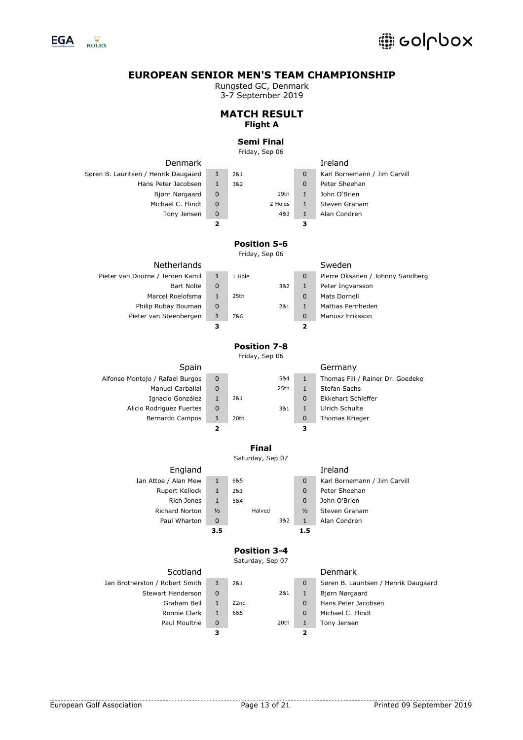# EUROPEAN SENIOR MEN'S TEAM CHAMPIONSHIP

Rungsted GC, Denmark
3-7 September 2019

## MATCH RESULT
### Flight A

#### Semi Final
Friday, Sep 06

| Denmark | | | | | Ireland |
|---|---|---|---|---|---|
| Søren B. Lauritsen / Henrik Daugaard | 1 | 2&1 | | 0 | Karl Bornemann / Jim Carvill |
| Hans Peter Jacobsen | 1 | 3&2 | | 0 | Peter Sheehan |
| Bjørn Nørgaard | 0 | | 19th | 1 | John O'Brien |
| Michael C. Flindt | 0 | | 2 Holes | 1 | Steven Graham |
| Tony Jensen | 0 | | 4&3 | 1 | Alan Condren |
| | **2** | | | **3** | |

#### Position 5-6
Friday, Sep 06

| Netherlands | | | | | Sweden |
|---|---|---|---|---|---|
| Pieter van Doorne / Jeroen Kamil | 1 | 1 Hole | | 0 | Pierre Oksanen / Johnny Sandberg |
| Bart Nolte | 0 | | 3&2 | 1 | Peter Ingvarsson |
| Marcel Roelofsma | 1 | 25th | | 0 | Mats Dornell |
| Philip Rubay Bouman | 0 | | 2&1 | 1 | Mattias Pernheden |
| Pieter van Steenbergen | 1 | 7&6 | | 0 | Mariusz Eriksson |
| | **3** | | | **2** | |

#### Position 7-8
Friday, Sep 06

| Spain | | | | | Germany |
|---|---|---|---|---|---|
| Alfonso Montojo / Rafael Burgos | 0 | | 5&4 | 1 | Thomas Fili / Rainer Dr. Goedeke |
| Manuel Carballal | 0 | | 25th | 1 | Stefan Sachs |
| Ignacio González | 1 | 2&1 | | 0 | Ekkehart Schieffer |
| Alicio Rodriguez Fuertes | 0 | | 3&1 | 1 | Ulrich Schulte |
| Bernardo Campos | 1 | 20th | | 0 | Thomas Krieger |
| | **2** | | | **3** | |

#### Final
Saturday, Sep 07

| England | | | | | Ireland |
|---|---|---|---|---|---|
| Ian Attoe / Alan Mew | 1 | 6&5 | | 0 | Karl Bornemann / Jim Carvill |
| Rupert Kellock | 1 | 2&1 | | 0 | Peter Sheehan |
| Rich Jones | 1 | 5&4 | | 0 | John O'Brien |
| Richard Norton | ½ | Halved | | ½ | Steven Graham |
| Paul Wharton | 0 | | 3&2 | 1 | Alan Condren |
| | **3.5** | | | **1.5** | |

#### Position 3-4
Saturday, Sep 07

| Scotland | | | | | Denmark |
|---|---|---|---|---|---|
| Ian Brotherston / Robert Smith | 1 | 2&1 | | 0 | Søren B. Lauritsen / Henrik Daugaard |
| Stewart Henderson | 0 | | 2&1 | 1 | Bjørn Nørgaard |
| Graham Bell | 1 | 22nd | | 0 | Hans Peter Jacobsen |
| Ronnie Clark | 1 | 6&5 | | 0 | Michael C. Flindt |
| Paul Moultrie | 0 | | 20th | 1 | Tony Jensen |
| | **3** | | | **2** | |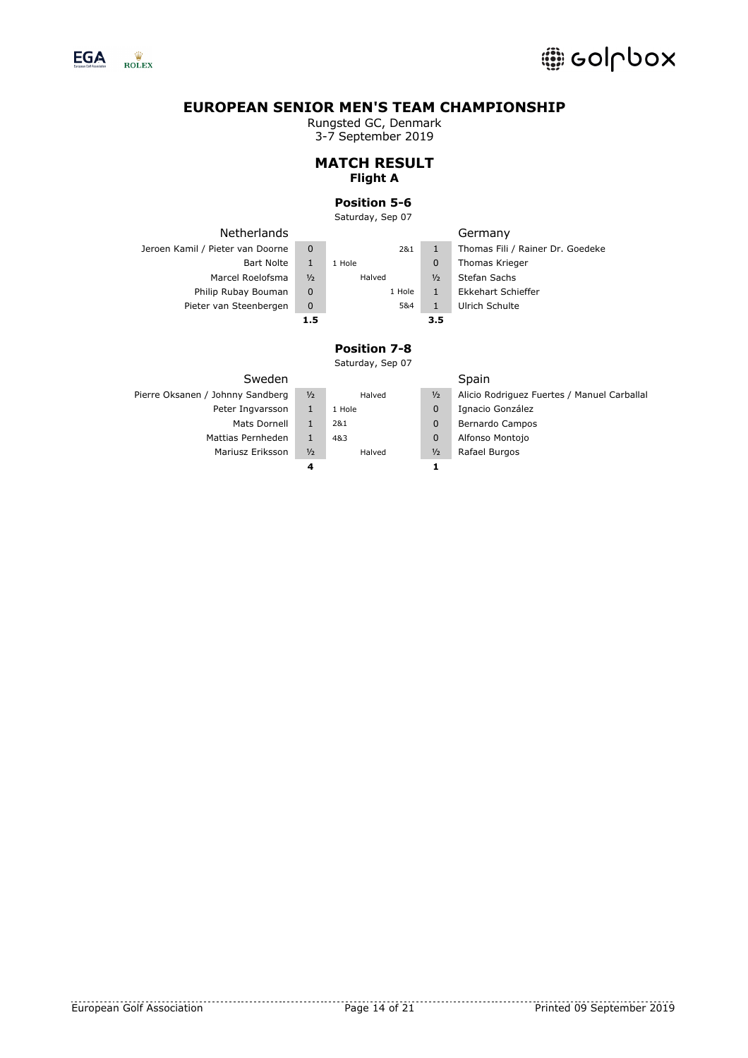# EUROPEAN SENIOR MEN'S TEAM CHAMPIONSHIP

Rungsted GC, Denmark
3-7 September 2019

## MATCH RESULT
**Flight A**

### Position 5-6
Saturday, Sep 07

| Netherlands | | Result | | Germany |
|---|---|---|---|---|
| Jeroen Kamil / Pieter van Doorne | 0 | 2&1 | 1 | Thomas Fili / Rainer Dr. Goedeke |
| Bart Nolte | 1 | 1 Hole | 0 | Thomas Krieger |
| Marcel Roelofsma | ½ | Halved | ½ | Stefan Sachs |
| Philip Rubay Bouman | 0 | 1 Hole | 1 | Ekkehart Schieffer |
| Pieter van Steenbergen | 0 | 5&4 | 1 | Ulrich Schulte |
| | **1.5** | | **3.5** | |

### Position 7-8
Saturday, Sep 07

| Sweden | | Result | | Spain |
|---|---|---|---|---|
| Pierre Oksanen / Johnny Sandberg | ½ | Halved | ½ | Alicio Rodriguez Fuertes / Manuel Carballal |
| Peter Ingvarsson | 1 | 1 Hole | 0 | Ignacio González |
| Mats Dornell | 1 | 2&1 | 0 | Bernardo Campos |
| Mattias Pernheden | 1 | 4&3 | 0 | Alfonso Montojo |
| Mariusz Eriksson | ½ | Halved | ½ | Rafael Burgos |
| | **4** | | **1** | |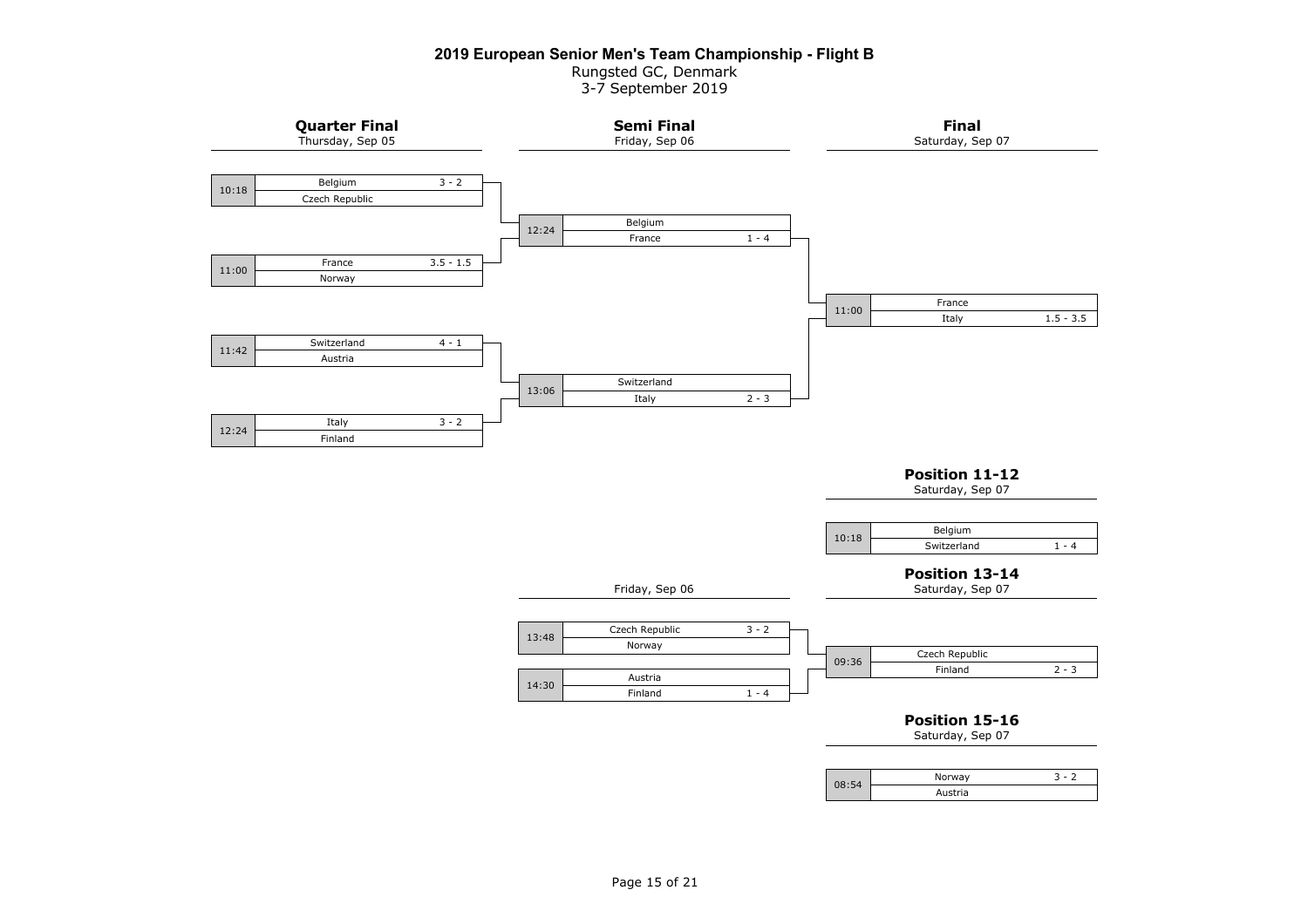# 2019 European Senior Men's Team Championship - Flight B

Rungsted GC, Denmark
3-7 September 2019

## Quarter Final

Thursday, Sep 05

| Time | Team | Score |
|---|---|---|
| 10:18 | Belgium | 3 - 2 |
| | Czech Republic | |
| 11:00 | France | 3.5 - 1.5 |
| | Norway | |
| 11:42 | Switzerland | 4 - 1 |
| | Austria | |
| 12:24 | Italy | 3 - 2 |
| | Finland | |

## Semi Final

Friday, Sep 06

| Time | Team | Score |
|---|---|---|
| 12:24 | Belgium | |
| | France | 1 - 4 |
| 13:06 | Switzerland | |
| | Italy | 2 - 3 |

## Final

Saturday, Sep 07

| Time | Team | Score |
|---|---|---|
| 11:00 | France | |
| | Italy | 1.5 - 3.5 |

## Position 11-12

Saturday, Sep 07

| Time | Team | Score |
|---|---|---|
| 10:18 | Belgium | |
| | Switzerland | 1 - 4 |

Friday, Sep 06

| Time | Team | Score |
|---|---|---|
| 13:48 | Czech Republic | 3 - 2 |
| | Norway | |
| 14:30 | Austria | |
| | Finland | 1 - 4 |

## Position 13-14

Saturday, Sep 07

| Time | Team | Score |
|---|---|---|
| 09:36 | Czech Republic | |
| | Finland | 2 - 3 |

## Position 15-16

Saturday, Sep 07

| Time | Team | Score |
|---|---|---|
| 08:54 | Norway | 3 - 2 |
| | Austria | |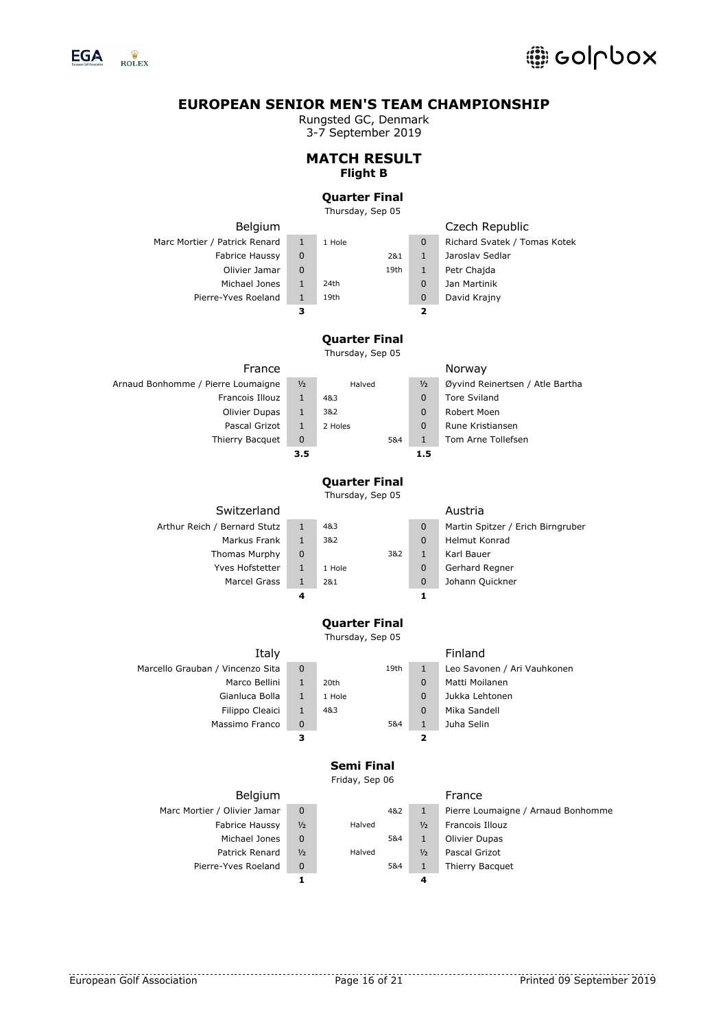# EUROPEAN SENIOR MEN'S TEAM CHAMPIONSHIP

Rungsted GC, Denmark
3-7 September 2019

## MATCH RESULT
### Flight B

#### Quarter Final
Thursday, Sep 05

| Belgium | | | | | Czech Republic |
|---|---|---|---|---|---|
| Marc Mortier / Patrick Renard | 1 | 1 Hole | | 0 | Richard Svatek / Tomas Kotek |
| Fabrice Haussy | 0 | | 2&1 | 1 | Jaroslav Sedlar |
| Olivier Jamar | 0 | | 19th | 1 | Petr Chajda |
| Michael Jones | 1 | 24th | | 0 | Jan Martinik |
| Pierre-Yves Roeland | 1 | 19th | | 0 | David Krajny |
| | **3** | | | **2** | |

#### Quarter Final
Thursday, Sep 05

| France | | | | | Norway |
|---|---|---|---|---|---|
| Arnaud Bonhomme / Pierre Loumaigne | ½ | Halved | | ½ | Øyvind Reinertsen / Atle Bartha |
| Francois Illouz | 1 | 4&3 | | 0 | Tore Sviland |
| Olivier Dupas | 1 | 3&2 | | 0 | Robert Moen |
| Pascal Grizot | 1 | 2 Holes | | 0 | Rune Kristiansen |
| Thierry Bacquet | 0 | | 5&4 | 1 | Tom Arne Tollefsen |
| | **3.5** | | | **1.5** | |

#### Quarter Final
Thursday, Sep 05

| Switzerland | | | | | Austria |
|---|---|---|---|---|---|
| Arthur Reich / Bernard Stutz | 1 | 4&3 | | 0 | Martin Spitzer / Erich Birngruber |
| Markus Frank | 1 | 3&2 | | 0 | Helmut Konrad |
| Thomas Murphy | 0 | | 3&2 | 1 | Karl Bauer |
| Yves Hofstetter | 1 | 1 Hole | | 0 | Gerhard Regner |
| Marcel Grass | 1 | 2&1 | | 0 | Johann Quickner |
| | **4** | | | **1** | |

#### Quarter Final
Thursday, Sep 05

| Italy | | | | | Finland |
|---|---|---|---|---|---|
| Marcello Grauban / Vincenzo Sita | 0 | | 19th | 1 | Leo Savonen / Ari Vauhkonen |
| Marco Bellini | 1 | 20th | | 0 | Matti Moilanen |
| Gianluca Bolla | 1 | 1 Hole | | 0 | Jukka Lehtonen |
| Filippo Cleaici | 1 | 4&3 | | 0 | Mika Sandell |
| Massimo Franco | 0 | | 5&4 | 1 | Juha Selin |
| | **3** | | | **2** | |

#### Semi Final
Friday, Sep 06

| Belgium | | | | | France |
|---|---|---|---|---|---|
| Marc Mortier / Olivier Jamar | 0 | | 4&2 | 1 | Pierre Loumaigne / Arnaud Bonhomme |
| Fabrice Haussy | ½ | Halved | | ½ | Francois Illouz |
| Michael Jones | 0 | | 5&4 | 1 | Olivier Dupas |
| Patrick Renard | ½ | Halved | | ½ | Pascal Grizot |
| Pierre-Yves Roeland | 0 | | 5&4 | 1 | Thierry Bacquet |
| | **1** | | | **4** | |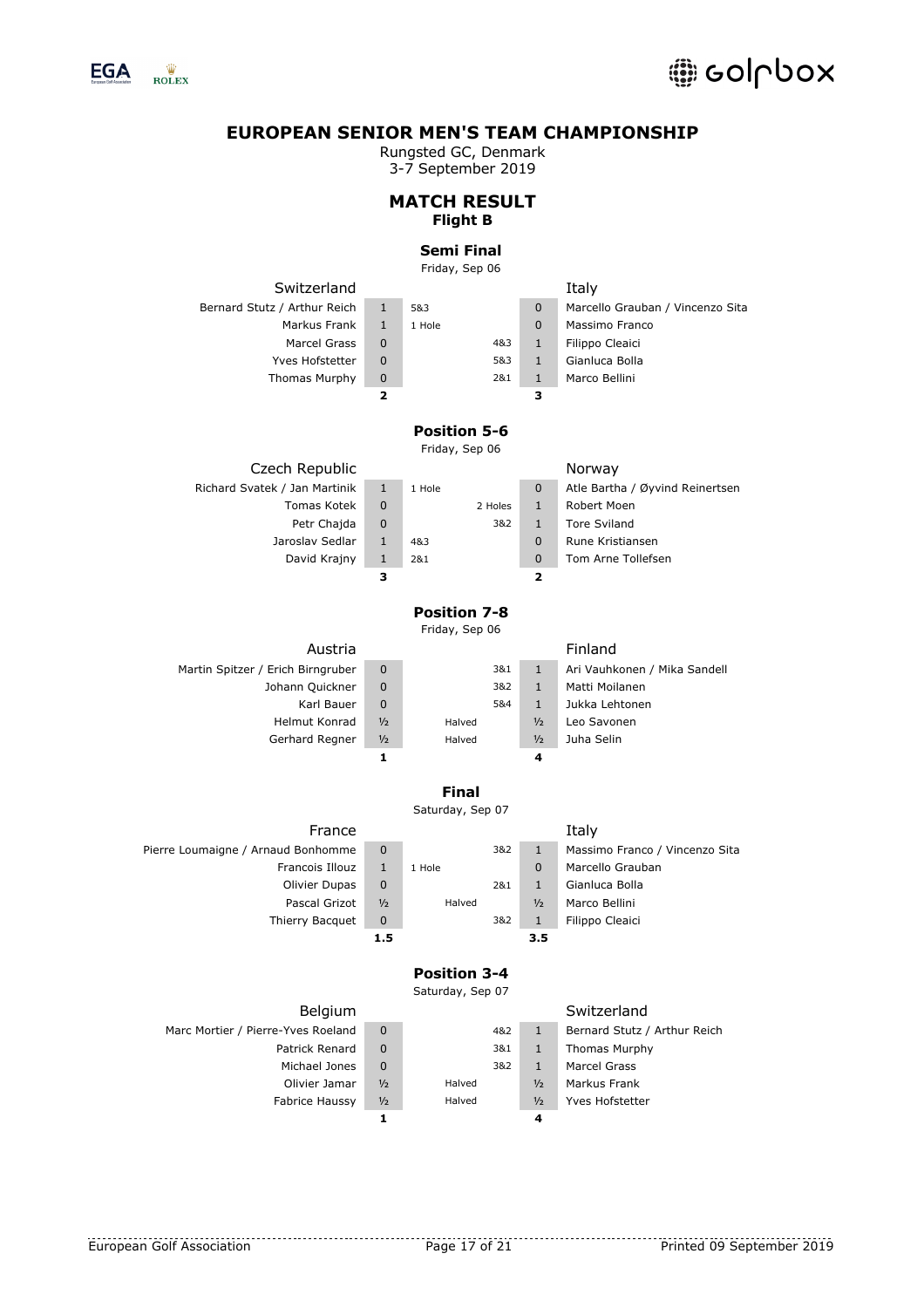# EUROPEAN SENIOR MEN'S TEAM CHAMPIONSHIP

Rungsted GC, Denmark
3-7 September 2019

## MATCH RESULT
**Flight B**

### Semi Final
Friday, Sep 06

| Switzerland | | | | | Italy |
|---|---|---|---|---|---|
| Bernard Stutz / Arthur Reich | 1 | 5&3 | | 0 | Marcello Grauban / Vincenzo Sita |
| Markus Frank | 1 | 1 Hole | | 0 | Massimo Franco |
| Marcel Grass | 0 | | 4&3 | 1 | Filippo Cleaici |
| Yves Hofstetter | 0 | | 5&3 | 1 | Gianluca Bolla |
| Thomas Murphy | 0 | | 2&1 | 1 | Marco Bellini |
| | **2** | | | **3** | |

### Position 5-6
Friday, Sep 06

| Czech Republic | | | | | Norway |
|---|---|---|---|---|---|
| Richard Svatek / Jan Martinik | 1 | 1 Hole | | 0 | Atle Bartha / Øyvind Reinertsen |
| Tomas Kotek | 0 | | 2 Holes | 1 | Robert Moen |
| Petr Chajda | 0 | | 3&2 | 1 | Tore Sviland |
| Jaroslav Sedlar | 1 | 4&3 | | 0 | Rune Kristiansen |
| David Krajny | 1 | 2&1 | | 0 | Tom Arne Tollefsen |
| | **3** | | | **2** | |

### Position 7-8
Friday, Sep 06

| Austria | | | | | Finland |
|---|---|---|---|---|---|
| Martin Spitzer / Erich Birngruber | 0 | | 3&1 | 1 | Ari Vauhkonen / Mika Sandell |
| Johann Quickner | 0 | | 3&2 | 1 | Matti Moilanen |
| Karl Bauer | 0 | | 5&4 | 1 | Jukka Lehtonen |
| Helmut Konrad | ½ | Halved | | ½ | Leo Savonen |
| Gerhard Regner | ½ | Halved | | ½ | Juha Selin |
| | **1** | | | **4** | |

### Final
Saturday, Sep 07

| France | | | | | Italy |
|---|---|---|---|---|---|
| Pierre Loumaigne / Arnaud Bonhomme | 0 | | 3&2 | 1 | Massimo Franco / Vincenzo Sita |
| Francois Illouz | 1 | 1 Hole | | 0 | Marcello Grauban |
| Olivier Dupas | 0 | | 2&1 | 1 | Gianluca Bolla |
| Pascal Grizot | ½ | Halved | | ½ | Marco Bellini |
| Thierry Bacquet | 0 | | 3&2 | 1 | Filippo Cleaici |
| | **1.5** | | | **3.5** | |

### Position 3-4
Saturday, Sep 07

| Belgium | | | | | Switzerland |
|---|---|---|---|---|---|
| Marc Mortier / Pierre-Yves Roeland | 0 | | 4&2 | 1 | Bernard Stutz / Arthur Reich |
| Patrick Renard | 0 | | 3&1 | 1 | Thomas Murphy |
| Michael Jones | 0 | | 3&2 | 1 | Marcel Grass |
| Olivier Jamar | ½ | Halved | | ½ | Markus Frank |
| Fabrice Haussy | ½ | Halved | | ½ | Yves Hofstetter |
| | **1** | | | **4** | |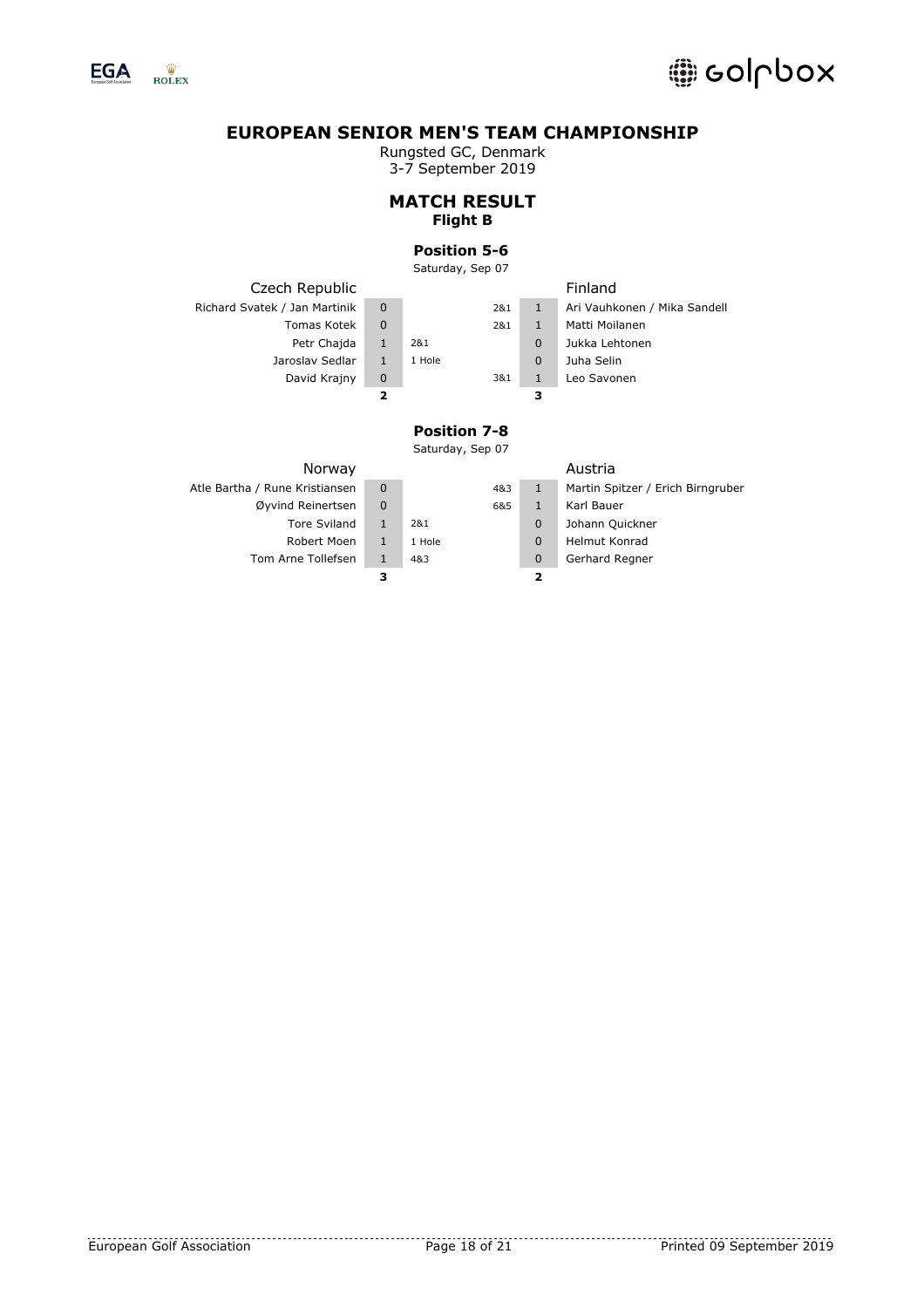# EUROPEAN SENIOR MEN'S TEAM CHAMPIONSHIP

Rungsted GC, Denmark
3-7 September 2019

## MATCH RESULT
**Flight B**

### Position 5-6
Saturday, Sep 07

| Czech Republic | | | | | Finland |
|---|---|---|---|---|---|
| Richard Svatek / Jan Martinik | 0 | | 2&1 | 1 | Ari Vauhkonen / Mika Sandell |
| Tomas Kotek | 0 | | 2&1 | 1 | Matti Moilanen |
| Petr Chajda | 1 | 2&1 | | 0 | Jukka Lehtonen |
| Jaroslav Sedlar | 1 | 1 Hole | | 0 | Juha Selin |
| David Krajny | 0 | | 3&1 | 1 | Leo Savonen |
| | **2** | | | **3** | |

### Position 7-8
Saturday, Sep 07

| Norway | | | | | Austria |
|---|---|---|---|---|---|
| Atle Bartha / Rune Kristiansen | 0 | | 4&3 | 1 | Martin Spitzer / Erich Birngruber |
| Øyvind Reinertsen | 0 | | 6&5 | 1 | Karl Bauer |
| Tore Sviland | 1 | 2&1 | | 0 | Johann Quickner |
| Robert Moen | 1 | 1 Hole | | 0 | Helmut Konrad |
| Tom Arne Tollefsen | 1 | 4&3 | | 0 | Gerhard Regner |
| | **3** | | | **2** | |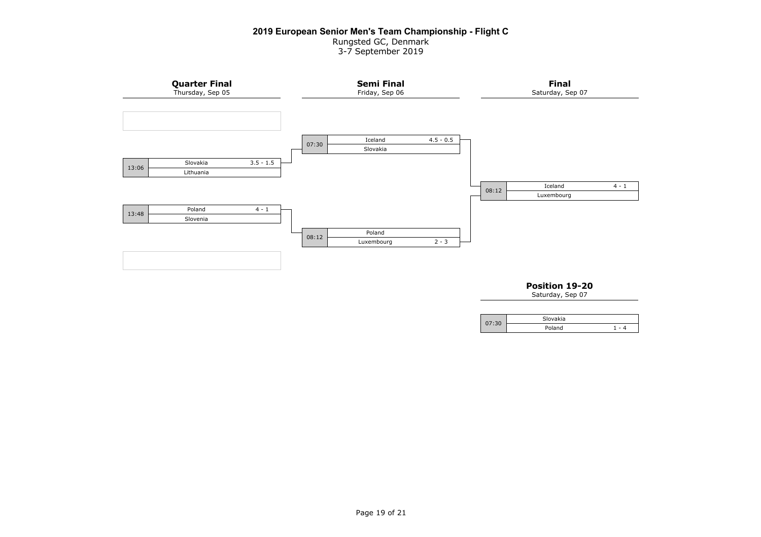# 2019 European Senior Men's Team Championship - Flight C

Rungsted GC, Denmark
3-7 September 2019

## Quarter Final

Thursday, Sep 05

| Time | Team | Score |
|---|---|---|
| 13:06 | Slovakia | 3.5 - 1.5 |
| | Lithuania | |
| 13:48 | Poland | 4 - 1 |
| | Slovenia | |

## Semi Final

Friday, Sep 06

| Time | Team | Score |
|---|---|---|
| 07:30 | Iceland | 4.5 - 0.5 |
| | Slovakia | |
| 08:12 | Poland | |
| | Luxembourg | 2 - 3 |

## Final

Saturday, Sep 07

| Time | Team | Score |
|---|---|---|
| 08:12 | Iceland | 4 - 1 |
| | Luxembourg | |

## Position 19-20

Saturday, Sep 07

| Time | Team | Score |
|---|---|---|
| 07:30 | Slovakia | |
| | Poland | 1 - 4 |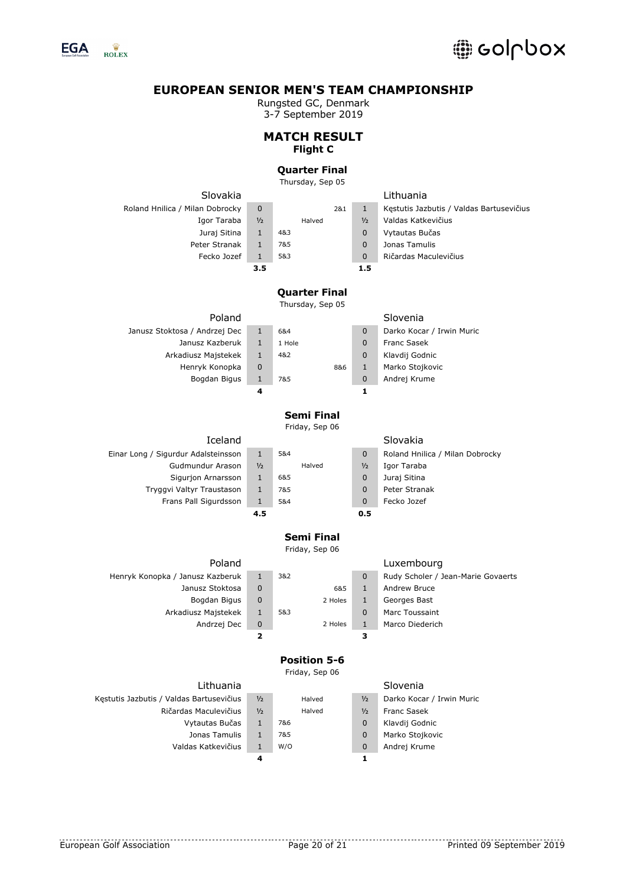# EUROPEAN SENIOR MEN'S TEAM CHAMPIONSHIP

Rungsted GC, Denmark
3-7 September 2019

## MATCH RESULT

### Flight C

### Quarter Final

Thursday, Sep 05

| Slovakia | | | | | Lithuania |
|---|---|---|---|---|---|
| Roland Hnilica / Milan Dobrocky | 0 | | 2&1 | 1 | Kęstutis Jazbutis / Valdas Bartusevičius |
| Igor Taraba | ½ | Halved | | ½ | Valdas Katkevičius |
| Juraj Sitina | 1 | 4&3 | | 0 | Vytautas Bučas |
| Peter Stranak | 1 | 7&5 | | 0 | Jonas Tamulis |
| Fecko Jozef | 1 | 5&3 | | 0 | Ričardas Maculevičius |
| | **3.5** | | | **1.5** | |

### Quarter Final

Thursday, Sep 05

| Poland | | | | | Slovenia |
|---|---|---|---|---|---|
| Janusz Stoktosa / Andrzej Dec | 1 | 6&4 | | 0 | Darko Kocar / Irwin Muric |
| Janusz Kazberuk | 1 | 1 Hole | | 0 | Franc Sasek |
| Arkadiusz Majstekek | 1 | 4&2 | | 0 | Klavdij Godnic |
| Henryk Konopka | 0 | | 8&6 | 1 | Marko Stojkovic |
| Bogdan Bigus | 1 | 7&5 | | 0 | Andrej Krume |
| | **4** | | | **1** | |

### Semi Final

Friday, Sep 06

| Iceland | | | | | Slovakia |
|---|---|---|---|---|---|
| Einar Long / Sigurdur Adalsteinsson | 1 | 5&4 | | 0 | Roland Hnilica / Milan Dobrocky |
| Gudmundur Arason | ½ | Halved | | ½ | Igor Taraba |
| Sigurjon Arnarsson | 1 | 6&5 | | 0 | Juraj Sitina |
| Tryggvi Valtyr Traustason | 1 | 7&5 | | 0 | Peter Stranak |
| Frans Pall Sigurdsson | 1 | 5&4 | | 0 | Fecko Jozef |
| | **4.5** | | | **0.5** | |

### Semi Final

Friday, Sep 06

| Poland | | | | | Luxembourg |
|---|---|---|---|---|---|
| Henryk Konopka / Janusz Kazberuk | 1 | 3&2 | | 0 | Rudy Scholer / Jean-Marie Govaerts |
| Janusz Stoktosa | 0 | | 6&5 | 1 | Andrew Bruce |
| Bogdan Bigus | 0 | | 2 Holes | 1 | Georges Bast |
| Arkadiusz Majstekek | 1 | 5&3 | | 0 | Marc Toussaint |
| Andrzej Dec | 0 | | 2 Holes | 1 | Marco Diederich |
| | **2** | | | **3** | |

### Position 5-6

Friday, Sep 06

| Lithuania | | | | | Slovenia |
|---|---|---|---|---|---|
| Kęstutis Jazbutis / Valdas Bartusevičius | ½ | Halved | | ½ | Darko Kocar / Irwin Muric |
| Ričardas Maculevičius | ½ | Halved | | ½ | Franc Sasek |
| Vytautas Bučas | 1 | 7&6 | | 0 | Klavdij Godnic |
| Jonas Tamulis | 1 | 7&5 | | 0 | Marko Stojkovic |
| Valdas Katkevičius | 1 | W/O | | 0 | Andrej Krume |
| | **4** | | | **1** | |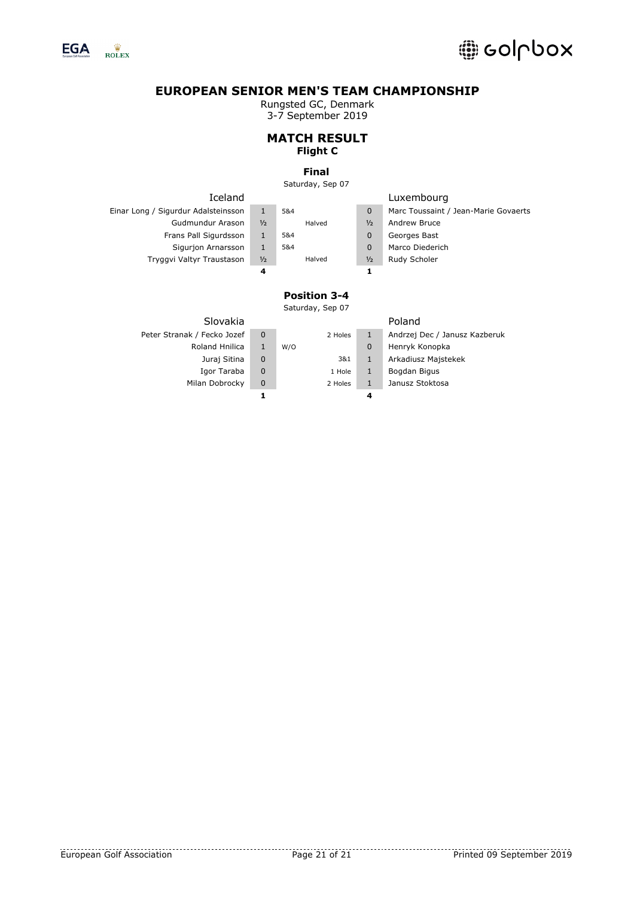# EUROPEAN SENIOR MEN'S TEAM CHAMPIONSHIP

Rungsted GC, Denmark
3-7 September 2019

## MATCH RESULT

**Flight C**

### Final

Saturday, Sep 07

| Iceland | | | | | Luxembourg |
|---|---|---|---|---|---|
| Einar Long / Sigurdur Adalsteinsson | 1 | 5&4 | | 0 | Marc Toussaint / Jean-Marie Govaerts |
| Gudmundur Arason | ½ | | Halved | ½ | Andrew Bruce |
| Frans Pall Sigurdsson | 1 | 5&4 | | 0 | Georges Bast |
| Sigurjon Arnarsson | 1 | 5&4 | | 0 | Marco Diederich |
| Tryggvi Valtyr Traustason | ½ | | Halved | ½ | Rudy Scholer |
| | **4** | | | **1** | |

### Position 3-4

Saturday, Sep 07

| Slovakia | | | | | Poland |
|---|---|---|---|---|---|
| Peter Stranak / Fecko Jozef | 0 | | 2 Holes | 1 | Andrzej Dec / Janusz Kazberuk |
| Roland Hnilica | 1 | W/O | | 0 | Henryk Konopka |
| Juraj Sitina | 0 | | 3&1 | 1 | Arkadiusz Majstekek |
| Igor Taraba | 0 | | 1 Hole | 1 | Bogdan Bigus |
| Milan Dobrocky | 0 | | 2 Holes | 1 | Janusz Stoktosa |
| | **1** | | | **4** | |